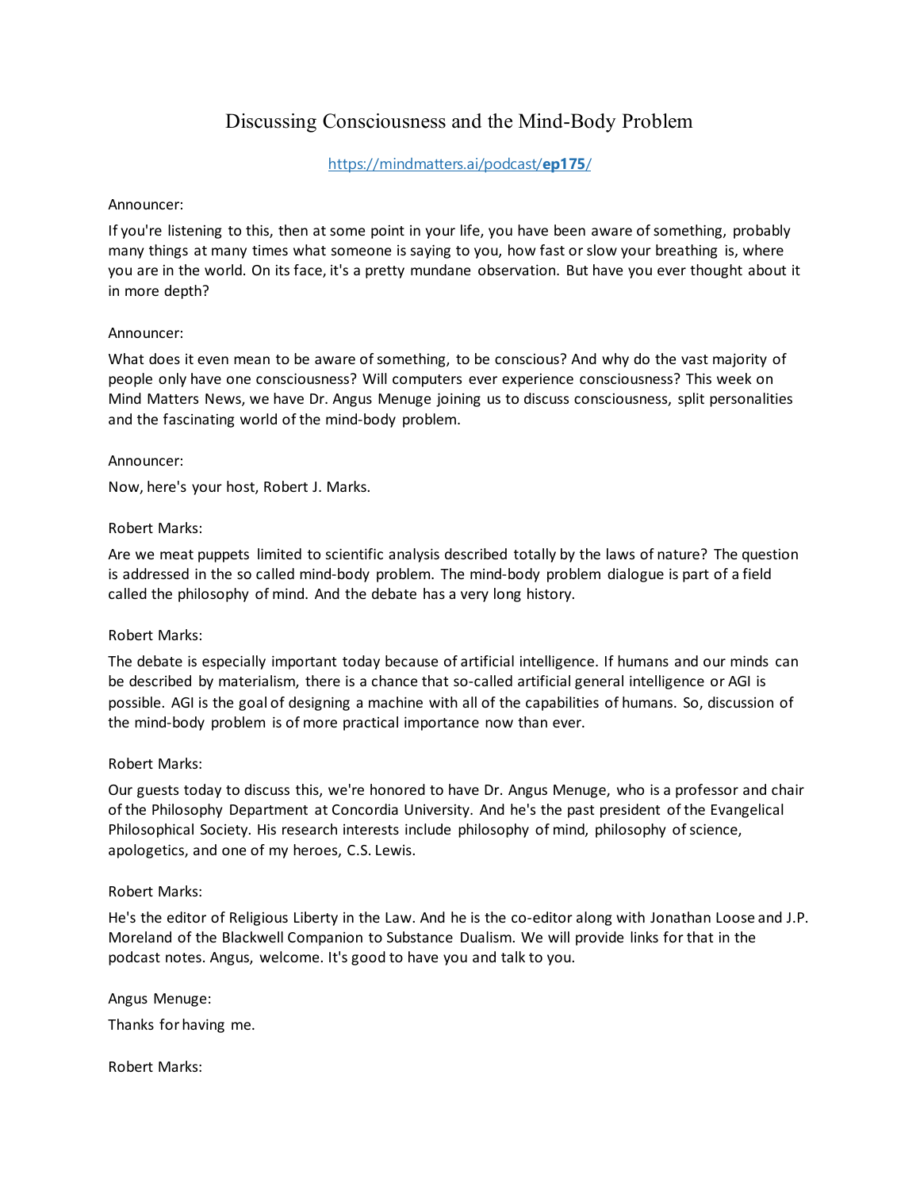# Discussing Consciousness and the Mind-Body Problem

[https://mindmatters.ai/podcast/**ep175**/](https://mindmatters.ai/podcast/ep175/)

Announcer:

If you're listening to this, then at some point in your life, you have been aware of something, probably many things at many times what someone is saying to you, how fast or slow your breathing is, where you are in the world. On its face, it's a pretty mundane observation. But have you ever thought about it in more depth?

Announcer:

What does it even mean to be aware of something, to be conscious? And why do the vast majority of people only have one consciousness? Will computers ever experience consciousness? This week on Mind Matters News, we have Dr. Angus Menuge joining us to discuss consciousness, split personalities and the fascinating world of the mind-body problem.

Announcer:

Now, here's your host, Robert J. Marks.

Robert Marks:

Are we meat puppets limited to scientific analysis described totally by the laws of nature? The question is addressed in the so called mind-body problem. The mind-body problem dialogue is part of a field called the philosophy of mind. And the debate has a very long history.

Robert Marks:

The debate is especially important today because of artificial intelligence. If humans and our minds can be described by materialism, there is a chance that so-called artificial general intelligence or AGI is possible. AGI is the goal of designing a machine with all of the capabilities of humans. So, discussion of the mind-body problem is of more practical importance now than ever.

Robert Marks:

Our guests today to discuss this, we're honored to have Dr. Angus Menuge, who is a professor and chair of the Philosophy Department at Concordia University. And he's the past president of the Evangelical Philosophical Society. His research interests include philosophy of mind, philosophy of science, apologetics, and one of my heroes, C.S. Lewis.

Robert Marks:

He's the editor of Religious Liberty in the Law. And he is the co-editor along with Jonathan Loose and J.P. Moreland of the Blackwell Companion to Substance Dualism. We will provide links for that in the podcast notes. Angus, welcome. It's good to have you and talk to you.

Angus Menuge:

Thanks for having me.

Robert Marks: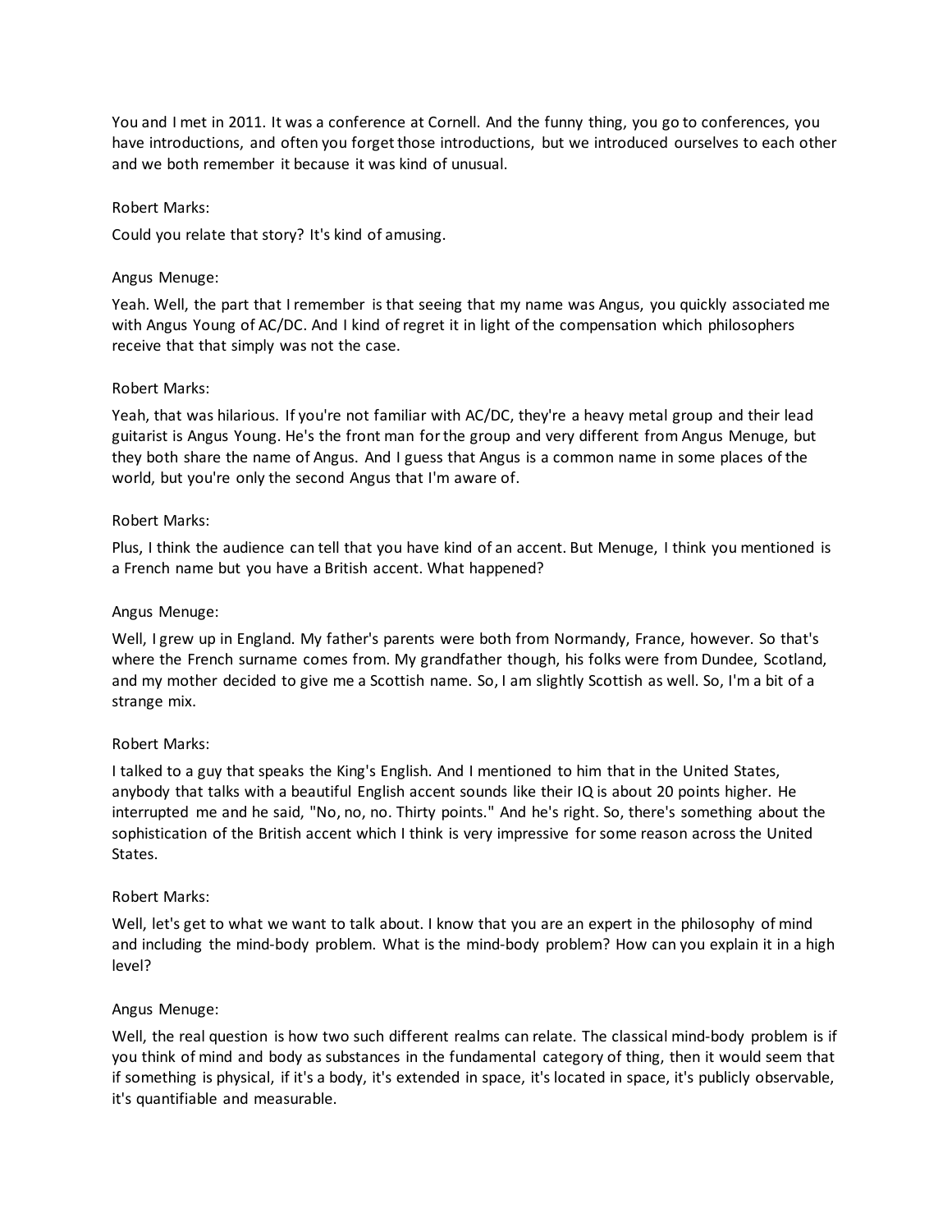You and I met in 2011. It was a conference at Cornell. And the funny thing, you go to conferences, you have introductions, and often you forget those introductions, but we introduced ourselves to each other and we both remember it because it was kind of unusual.

Robert Marks:

Could you relate that story? It's kind of amusing.

Angus Menuge:

Yeah. Well, the part that I remember is that seeing that my name was Angus, you quickly associated me with Angus Young of AC/DC. And I kind of regret it in light of the compensation which philosophers receive that that simply was not the case.

Robert Marks:

Yeah, that was hilarious. If you're not familiar with AC/DC, they're a heavy metal group and their lead guitarist is Angus Young. He's the front man for the group and very different from Angus Menuge, but they both share the name of Angus. And I guess that Angus is a common name in some places of the world, but you're only the second Angus that I'm aware of.

Robert Marks:

Plus, I think the audience can tell that you have kind of an accent. But Menuge, I think you mentioned is a French name but you have a British accent. What happened?

Angus Menuge:

Well, I grew up in England. My father's parents were both from Normandy, France, however. So that's where the French surname comes from. My grandfather though, his folks were from Dundee, Scotland, and my mother decided to give me a Scottish name. So, I am slightly Scottish as well. So, I'm a bit of a strange mix.

Robert Marks:

I talked to a guy that speaks the King's English. And I mentioned to him that in the United States, anybody that talks with a beautiful English accent sounds like their IQ is about 20 points higher. He interrupted me and he said, "No, no, no. Thirty points." And he's right. So, there's something about the sophistication of the British accent which I think is very impressive for some reason across the United States.

Robert Marks:

Well, let's get to what we want to talk about. I know that you are an expert in the philosophy of mind and including the mind-body problem. What is the mind-body problem? How can you explain it in a high level?

Angus Menuge:

Well, the real question is how two such different realms can relate. The classical mind-body problem is if you think of mind and body as substances in the fundamental category of thing, then it would seem that if something is physical, if it's a body, it's extended in space, it's located in space, it's publicly observable, it's quantifiable and measurable.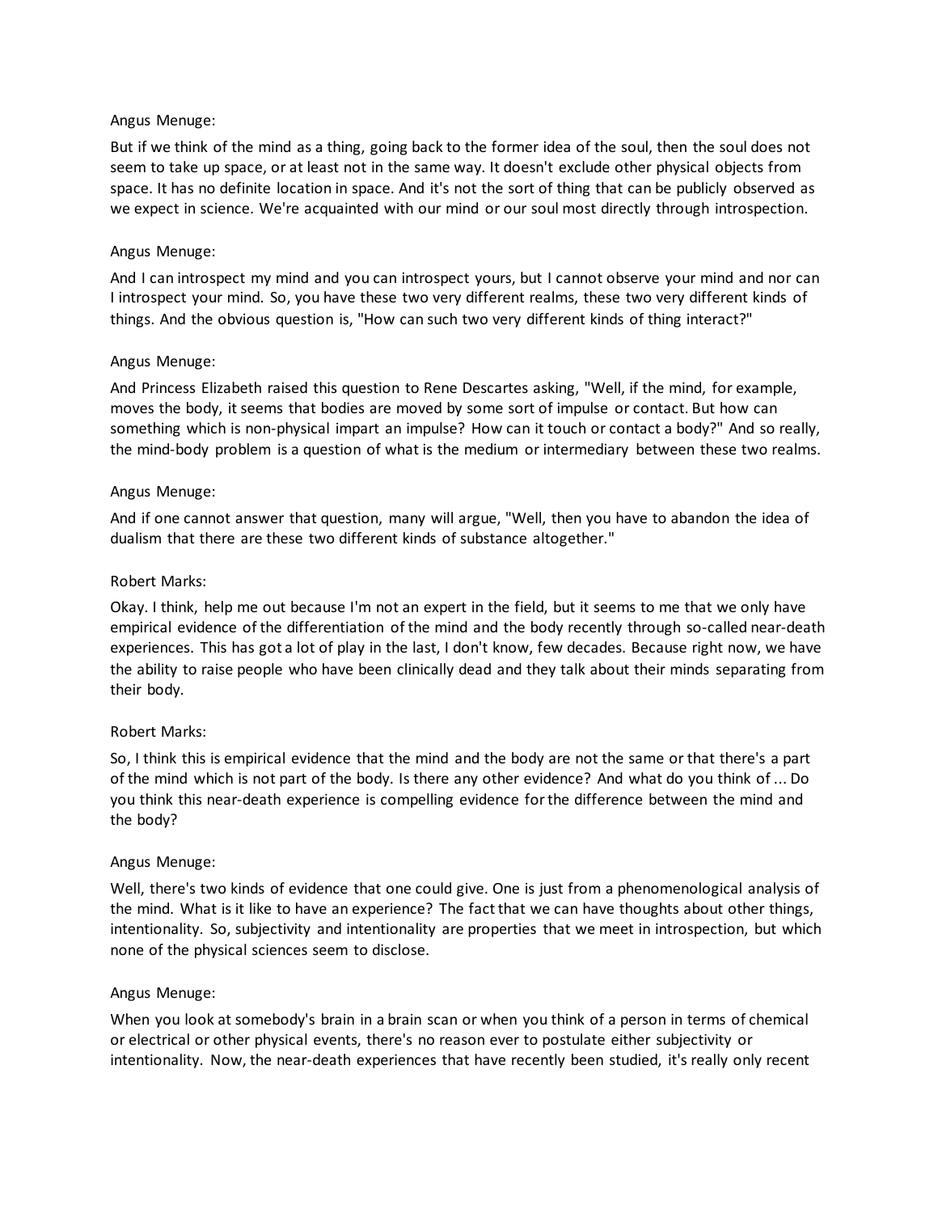Angus Menuge:

But if we think of the mind as a thing, going back to the former idea of the soul, then the soul does not seem to take up space, or at least not in the same way. It doesn't exclude other physical objects from space. It has no definite location in space. And it's not the sort of thing that can be publicly observed as we expect in science. We're acquainted with our mind or our soul most directly through introspection.

Angus Menuge:

And I can introspect my mind and you can introspect yours, but I cannot observe your mind and nor can I introspect your mind. So, you have these two very different realms, these two very different kinds of things. And the obvious question is, "How can such two very different kinds of thing interact?"

Angus Menuge:

And Princess Elizabeth raised this question to Rene Descartes asking, "Well, if the mind, for example, moves the body, it seems that bodies are moved by some sort of impulse or contact. But how can something which is non-physical impart an impulse? How can it touch or contact a body?" And so really, the mind-body problem is a question of what is the medium or intermediary between these two realms.

Angus Menuge:

And if one cannot answer that question, many will argue, "Well, then you have to abandon the idea of dualism that there are these two different kinds of substance altogether."

Robert Marks:

Okay. I think, help me out because I'm not an expert in the field, but it seems to me that we only have empirical evidence of the differentiation of the mind and the body recently through so-called near-death experiences. This has got a lot of play in the last, I don't know, few decades. Because right now, we have the ability to raise people who have been clinically dead and they talk about their minds separating from their body.

Robert Marks:

So, I think this is empirical evidence that the mind and the body are not the same or that there's a part of the mind which is not part of the body. Is there any other evidence? And what do you think of ... Do you think this near-death experience is compelling evidence for the difference between the mind and the body?

Angus Menuge:

Well, there's two kinds of evidence that one could give. One is just from a phenomenological analysis of the mind. What is it like to have an experience? The fact that we can have thoughts about other things, intentionality. So, subjectivity and intentionality are properties that we meet in introspection, but which none of the physical sciences seem to disclose.

Angus Menuge:

When you look at somebody's brain in a brain scan or when you think of a person in terms of chemical or electrical or other physical events, there's no reason ever to postulate either subjectivity or intentionality. Now, the near-death experiences that have recently been studied, it's really only recent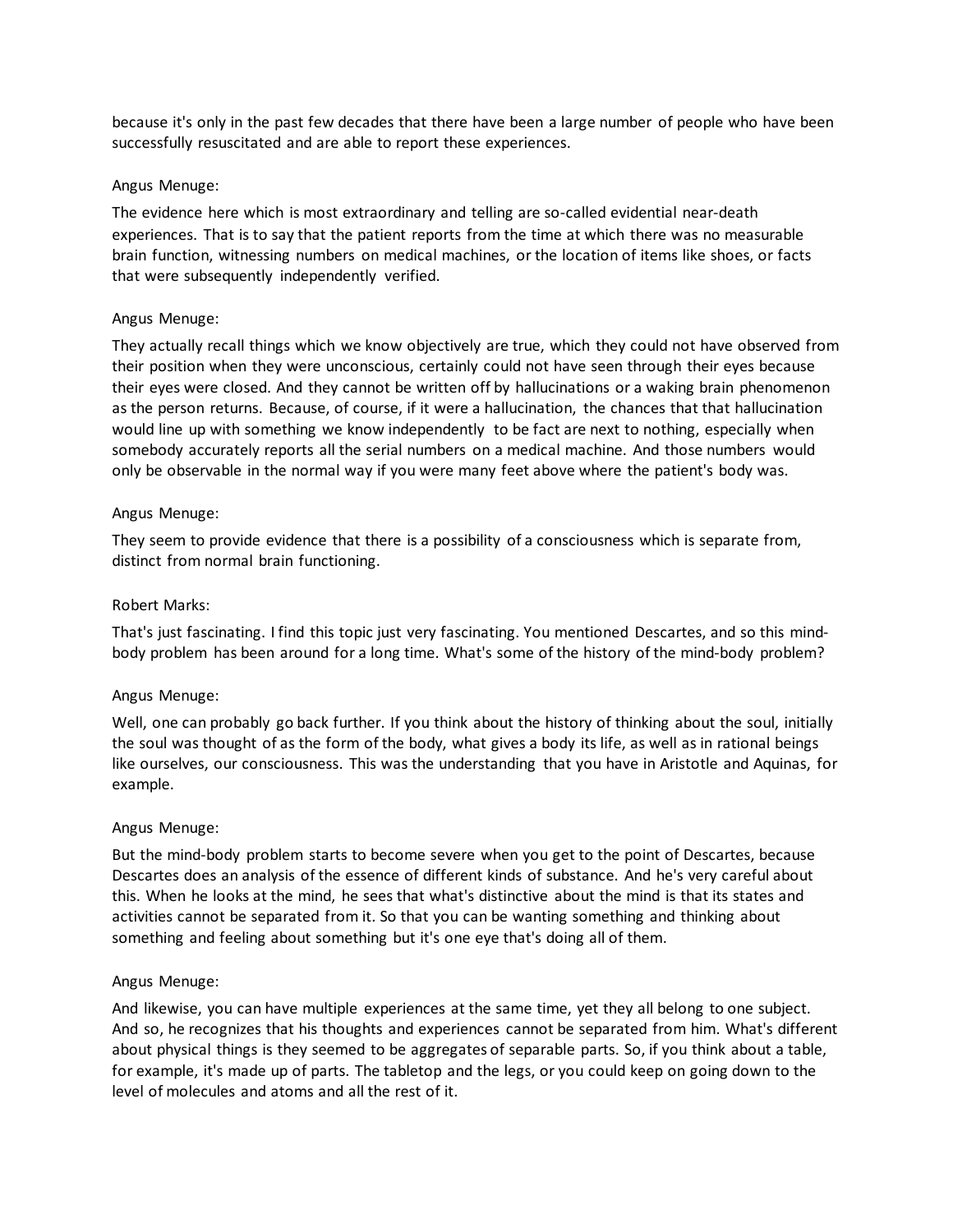because it's only in the past few decades that there have been a large number of people who have been successfully resuscitated and are able to report these experiences.

Angus Menuge:

The evidence here which is most extraordinary and telling are so-called evidential near-death experiences. That is to say that the patient reports from the time at which there was no measurable brain function, witnessing numbers on medical machines, or the location of items like shoes, or facts that were subsequently independently verified.

Angus Menuge:

They actually recall things which we know objectively are true, which they could not have observed from their position when they were unconscious, certainly could not have seen through their eyes because their eyes were closed. And they cannot be written off by hallucinations or a waking brain phenomenon as the person returns. Because, of course, if it were a hallucination, the chances that that hallucination would line up with something we know independently to be fact are next to nothing, especially when somebody accurately reports all the serial numbers on a medical machine. And those numbers would only be observable in the normal way if you were many feet above where the patient's body was.

Angus Menuge:

They seem to provide evidence that there is a possibility of a consciousness which is separate from, distinct from normal brain functioning.

Robert Marks:

That's just fascinating. I find this topic just very fascinating. You mentioned Descartes, and so this mind-body problem has been around for a long time. What's some of the history of the mind-body problem?

Angus Menuge:

Well, one can probably go back further. If you think about the history of thinking about the soul, initially the soul was thought of as the form of the body, what gives a body its life, as well as in rational beings like ourselves, our consciousness. This was the understanding that you have in Aristotle and Aquinas, for example.

Angus Menuge:

But the mind-body problem starts to become severe when you get to the point of Descartes, because Descartes does an analysis of the essence of different kinds of substance. And he's very careful about this. When he looks at the mind, he sees that what's distinctive about the mind is that its states and activities cannot be separated from it. So that you can be wanting something and thinking about something and feeling about something but it's one eye that's doing all of them.

Angus Menuge:

And likewise, you can have multiple experiences at the same time, yet they all belong to one subject. And so, he recognizes that his thoughts and experiences cannot be separated from him. What's different about physical things is they seemed to be aggregates of separable parts. So, if you think about a table, for example, it's made up of parts. The tabletop and the legs, or you could keep on going down to the level of molecules and atoms and all the rest of it.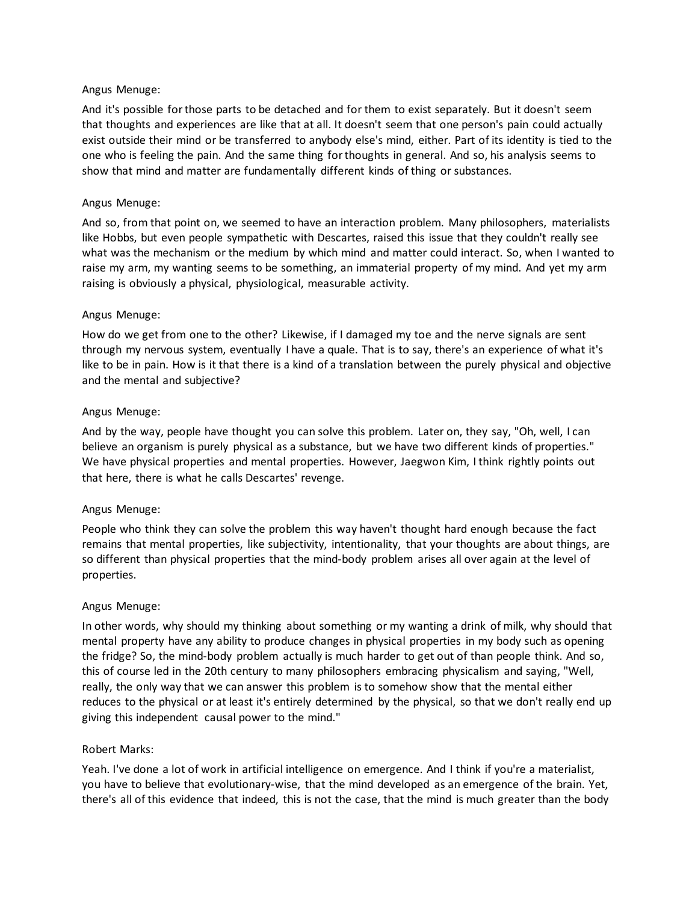Angus Menuge:

And it's possible for those parts to be detached and for them to exist separately. But it doesn't seem that thoughts and experiences are like that at all. It doesn't seem that one person's pain could actually exist outside their mind or be transferred to anybody else's mind, either. Part of its identity is tied to the one who is feeling the pain. And the same thing for thoughts in general. And so, his analysis seems to show that mind and matter are fundamentally different kinds of thing or substances.

Angus Menuge:

And so, from that point on, we seemed to have an interaction problem. Many philosophers, materialists like Hobbs, but even people sympathetic with Descartes, raised this issue that they couldn't really see what was the mechanism or the medium by which mind and matter could interact. So, when I wanted to raise my arm, my wanting seems to be something, an immaterial property of my mind. And yet my arm raising is obviously a physical, physiological, measurable activity.

Angus Menuge:

How do we get from one to the other? Likewise, if I damaged my toe and the nerve signals are sent through my nervous system, eventually I have a quale. That is to say, there's an experience of what it's like to be in pain. How is it that there is a kind of a translation between the purely physical and objective and the mental and subjective?

Angus Menuge:

And by the way, people have thought you can solve this problem. Later on, they say, "Oh, well, I can believe an organism is purely physical as a substance, but we have two different kinds of properties." We have physical properties and mental properties. However, Jaegwon Kim, I think rightly points out that here, there is what he calls Descartes' revenge.

Angus Menuge:

People who think they can solve the problem this way haven't thought hard enough because the fact remains that mental properties, like subjectivity, intentionality, that your thoughts are about things, are so different than physical properties that the mind-body problem arises all over again at the level of properties.

Angus Menuge:

In other words, why should my thinking about something or my wanting a drink of milk, why should that mental property have any ability to produce changes in physical properties in my body such as opening the fridge? So, the mind-body problem actually is much harder to get out of than people think. And so, this of course led in the 20th century to many philosophers embracing physicalism and saying, "Well, really, the only way that we can answer this problem is to somehow show that the mental either reduces to the physical or at least it's entirely determined by the physical, so that we don't really end up giving this independent causal power to the mind."

Robert Marks:

Yeah. I've done a lot of work in artificial intelligence on emergence. And I think if you're a materialist, you have to believe that evolutionary-wise, that the mind developed as an emergence of the brain. Yet, there's all of this evidence that indeed, this is not the case, that the mind is much greater than the body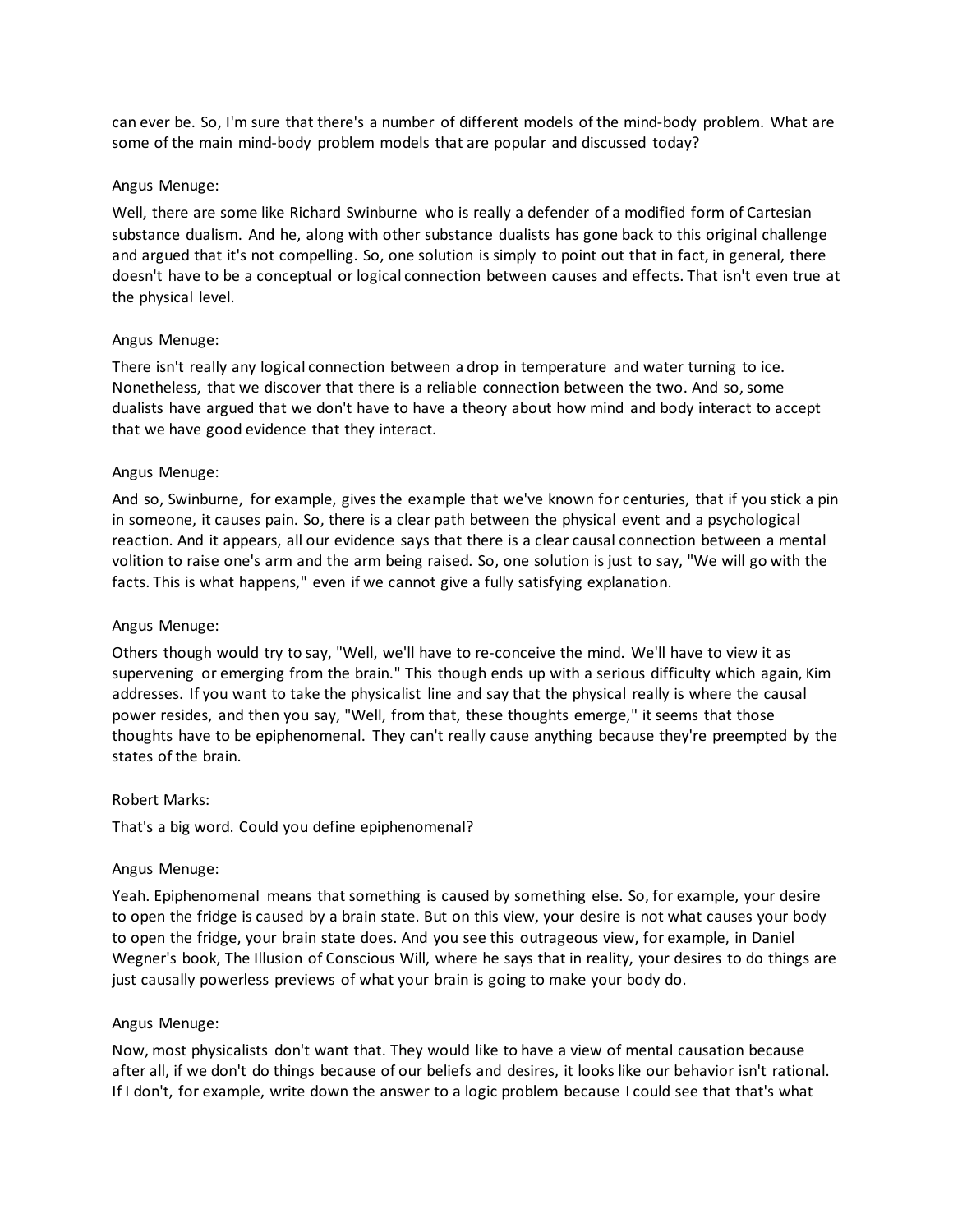can ever be. So, I'm sure that there's a number of different models of the mind-body problem. What are some of the main mind-body problem models that are popular and discussed today?

Angus Menuge:

Well, there are some like Richard Swinburne who is really a defender of a modified form of Cartesian substance dualism. And he, along with other substance dualists has gone back to this original challenge and argued that it's not compelling. So, one solution is simply to point out that in fact, in general, there doesn't have to be a conceptual or logical connection between causes and effects. That isn't even true at the physical level.

Angus Menuge:

There isn't really any logical connection between a drop in temperature and water turning to ice. Nonetheless, that we discover that there is a reliable connection between the two. And so, some dualists have argued that we don't have to have a theory about how mind and body interact to accept that we have good evidence that they interact.

Angus Menuge:

And so, Swinburne, for example, gives the example that we've known for centuries, that if you stick a pin in someone, it causes pain. So, there is a clear path between the physical event and a psychological reaction. And it appears, all our evidence says that there is a clear causal connection between a mental volition to raise one's arm and the arm being raised. So, one solution is just to say, "We will go with the facts. This is what happens," even if we cannot give a fully satisfying explanation.

Angus Menuge:

Others though would try to say, "Well, we'll have to re-conceive the mind. We'll have to view it as supervening or emerging from the brain." This though ends up with a serious difficulty which again, Kim addresses. If you want to take the physicalist line and say that the physical really is where the causal power resides, and then you say, "Well, from that, these thoughts emerge," it seems that those thoughts have to be epiphenomenal. They can't really cause anything because they're preempted by the states of the brain.

Robert Marks:

That's a big word. Could you define epiphenomenal?

Angus Menuge:

Yeah. Epiphenomenal means that something is caused by something else. So, for example, your desire to open the fridge is caused by a brain state. But on this view, your desire is not what causes your body to open the fridge, your brain state does. And you see this outrageous view, for example, in Daniel Wegner's book, The Illusion of Conscious Will, where he says that in reality, your desires to do things are just causally powerless previews of what your brain is going to make your body do.

Angus Menuge:

Now, most physicalists don't want that. They would like to have a view of mental causation because after all, if we don't do things because of our beliefs and desires, it looks like our behavior isn't rational. If I don't, for example, write down the answer to a logic problem because I could see that that's what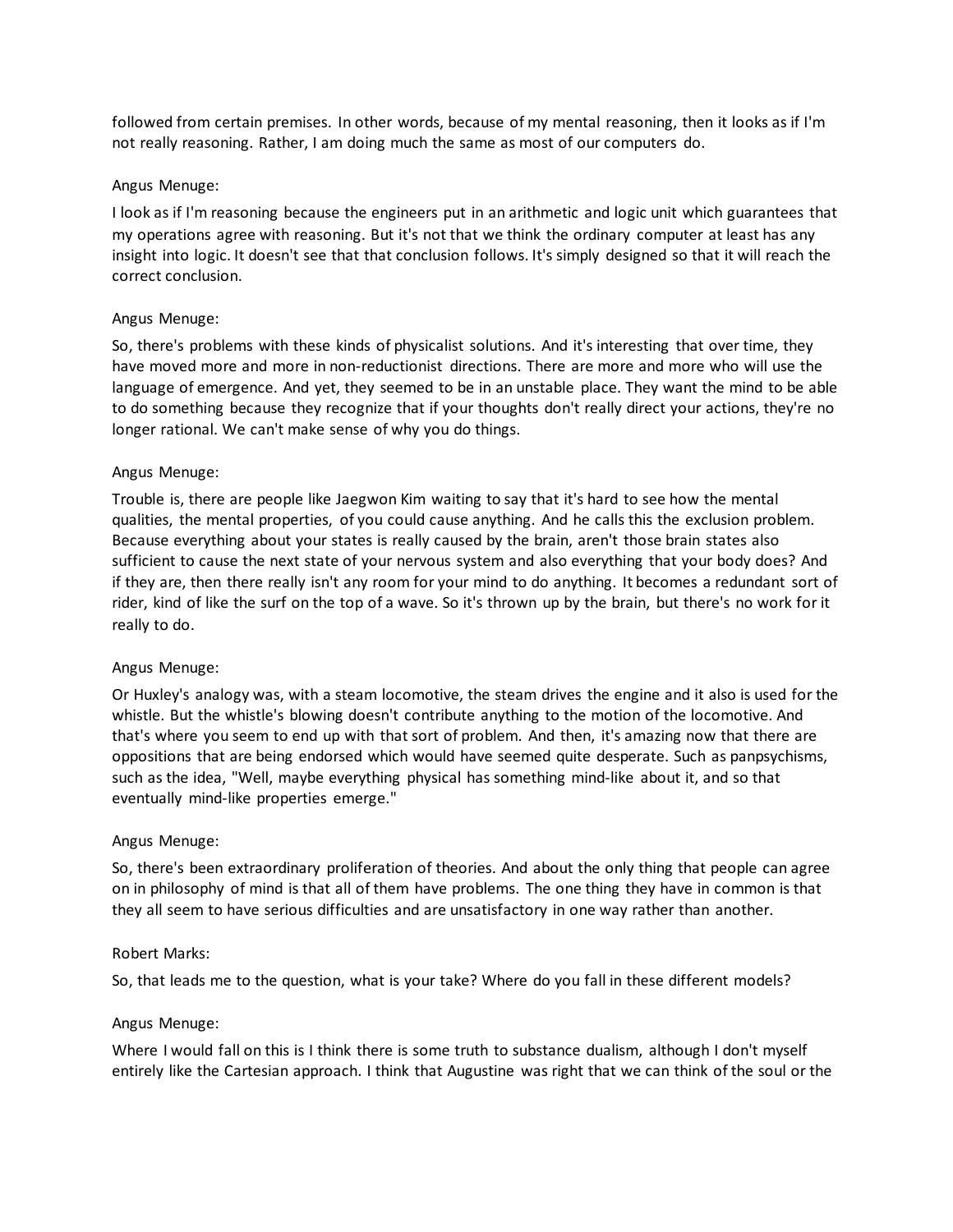followed from certain premises. In other words, because of my mental reasoning, then it looks as if I'm not really reasoning. Rather, I am doing much the same as most of our computers do.

Angus Menuge:

I look as if I'm reasoning because the engineers put in an arithmetic and logic unit which guarantees that my operations agree with reasoning. But it's not that we think the ordinary computer at least has any insight into logic. It doesn't see that that conclusion follows. It's simply designed so that it will reach the correct conclusion.

Angus Menuge:

So, there's problems with these kinds of physicalist solutions. And it's interesting that over time, they have moved more and more in non-reductionist directions. There are more and more who will use the language of emergence. And yet, they seemed to be in an unstable place. They want the mind to be able to do something because they recognize that if your thoughts don't really direct your actions, they're no longer rational. We can't make sense of why you do things.

Angus Menuge:

Trouble is, there are people like Jaegwon Kim waiting to say that it's hard to see how the mental qualities, the mental properties, of you could cause anything. And he calls this the exclusion problem. Because everything about your states is really caused by the brain, aren't those brain states also sufficient to cause the next state of your nervous system and also everything that your body does? And if they are, then there really isn't any room for your mind to do anything. It becomes a redundant sort of rider, kind of like the surf on the top of a wave. So it's thrown up by the brain, but there's no work for it really to do.

Angus Menuge:

Or Huxley's analogy was, with a steam locomotive, the steam drives the engine and it also is used for the whistle. But the whistle's blowing doesn't contribute anything to the motion of the locomotive. And that's where you seem to end up with that sort of problem. And then, it's amazing now that there are oppositions that are being endorsed which would have seemed quite desperate. Such as panpsychisms, such as the idea, "Well, maybe everything physical has something mind-like about it, and so that eventually mind-like properties emerge."

Angus Menuge:

So, there's been extraordinary proliferation of theories. And about the only thing that people can agree on in philosophy of mind is that all of them have problems. The one thing they have in common is that they all seem to have serious difficulties and are unsatisfactory in one way rather than another.

Robert Marks:

So, that leads me to the question, what is your take? Where do you fall in these different models?

Angus Menuge:

Where I would fall on this is I think there is some truth to substance dualism, although I don't myself entirely like the Cartesian approach. I think that Augustine was right that we can think of the soul or the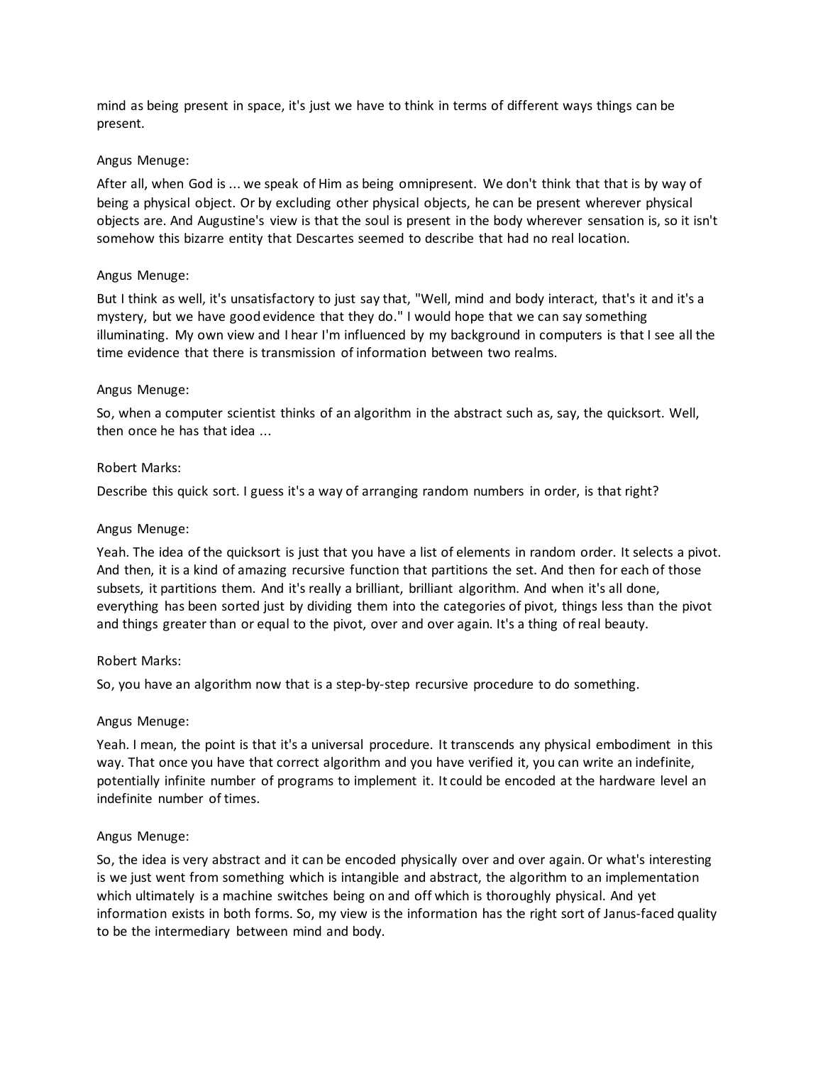mind as being present in space, it's just we have to think in terms of different ways things can be present.

Angus Menuge:

After all, when God is ... we speak of Him as being omnipresent. We don't think that that is by way of being a physical object. Or by excluding other physical objects, he can be present wherever physical objects are. And Augustine's view is that the soul is present in the body wherever sensation is, so it isn't somehow this bizarre entity that Descartes seemed to describe that had no real location.

Angus Menuge:

But I think as well, it's unsatisfactory to just say that, "Well, mind and body interact, that's it and it's a mystery, but we have good evidence that they do." I would hope that we can say something illuminating. My own view and I hear I'm influenced by my background in computers is that I see all the time evidence that there is transmission of information between two realms.

Angus Menuge:

So, when a computer scientist thinks of an algorithm in the abstract such as, say, the quicksort. Well, then once he has that idea ...

Robert Marks:

Describe this quick sort. I guess it's a way of arranging random numbers in order, is that right?

Angus Menuge:

Yeah. The idea of the quicksort is just that you have a list of elements in random order. It selects a pivot. And then, it is a kind of amazing recursive function that partitions the set. And then for each of those subsets, it partitions them. And it's really a brilliant, brilliant algorithm. And when it's all done, everything has been sorted just by dividing them into the categories of pivot, things less than the pivot and things greater than or equal to the pivot, over and over again. It's a thing of real beauty.

Robert Marks:

So, you have an algorithm now that is a step-by-step recursive procedure to do something.

Angus Menuge:

Yeah. I mean, the point is that it's a universal procedure. It transcends any physical embodiment in this way. That once you have that correct algorithm and you have verified it, you can write an indefinite, potentially infinite number of programs to implement it. It could be encoded at the hardware level an indefinite number of times.

Angus Menuge:

So, the idea is very abstract and it can be encoded physically over and over again. Or what's interesting is we just went from something which is intangible and abstract, the algorithm to an implementation which ultimately is a machine switches being on and off which is thoroughly physical. And yet information exists in both forms. So, my view is the information has the right sort of Janus-faced quality to be the intermediary between mind and body.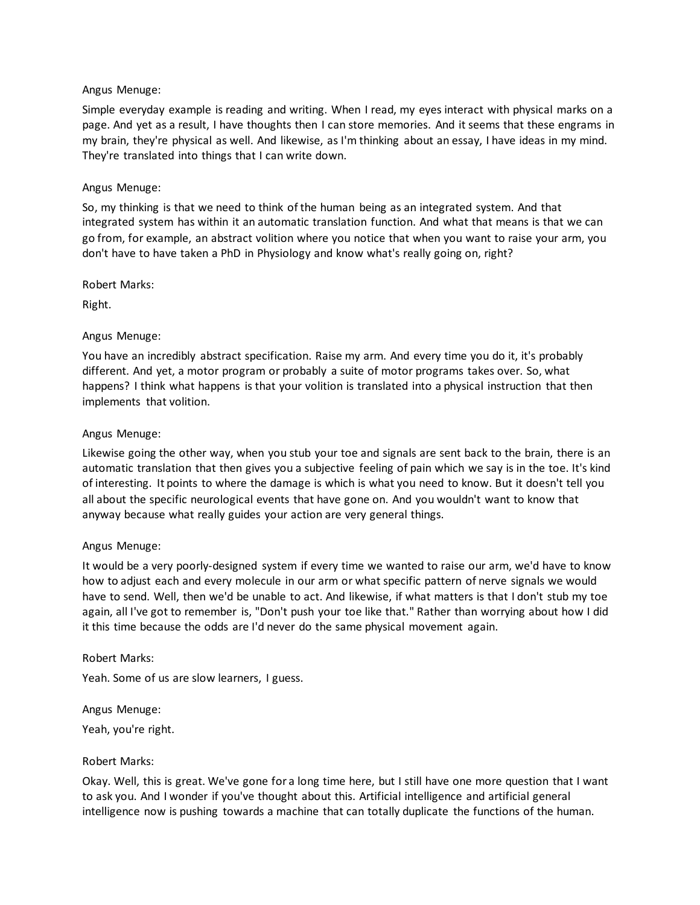Angus Menuge:

Simple everyday example is reading and writing. When I read, my eyes interact with physical marks on a page. And yet as a result, I have thoughts then I can store memories. And it seems that these engrams in my brain, they're physical as well. And likewise, as I'm thinking about an essay, I have ideas in my mind. They're translated into things that I can write down.

Angus Menuge:

So, my thinking is that we need to think of the human being as an integrated system. And that integrated system has within it an automatic translation function. And what that means is that we can go from, for example, an abstract volition where you notice that when you want to raise your arm, you don't have to have taken a PhD in Physiology and know what's really going on, right?

Robert Marks:

Right.

Angus Menuge:

You have an incredibly abstract specification. Raise my arm. And every time you do it, it's probably different. And yet, a motor program or probably a suite of motor programs takes over. So, what happens? I think what happens is that your volition is translated into a physical instruction that then implements that volition.

Angus Menuge:

Likewise going the other way, when you stub your toe and signals are sent back to the brain, there is an automatic translation that then gives you a subjective feeling of pain which we say is in the toe. It's kind of interesting. It points to where the damage is which is what you need to know. But it doesn't tell you all about the specific neurological events that have gone on. And you wouldn't want to know that anyway because what really guides your action are very general things.

Angus Menuge:

It would be a very poorly-designed system if every time we wanted to raise our arm, we'd have to know how to adjust each and every molecule in our arm or what specific pattern of nerve signals we would have to send. Well, then we'd be unable to act. And likewise, if what matters is that I don't stub my toe again, all I've got to remember is, "Don't push your toe like that." Rather than worrying about how I did it this time because the odds are I'd never do the same physical movement again.

Robert Marks:

Yeah. Some of us are slow learners, I guess.

Angus Menuge:

Yeah, you're right.

Robert Marks:

Okay. Well, this is great. We've gone for a long time here, but I still have one more question that I want to ask you. And I wonder if you've thought about this. Artificial intelligence and artificial general intelligence now is pushing towards a machine that can totally duplicate the functions of the human.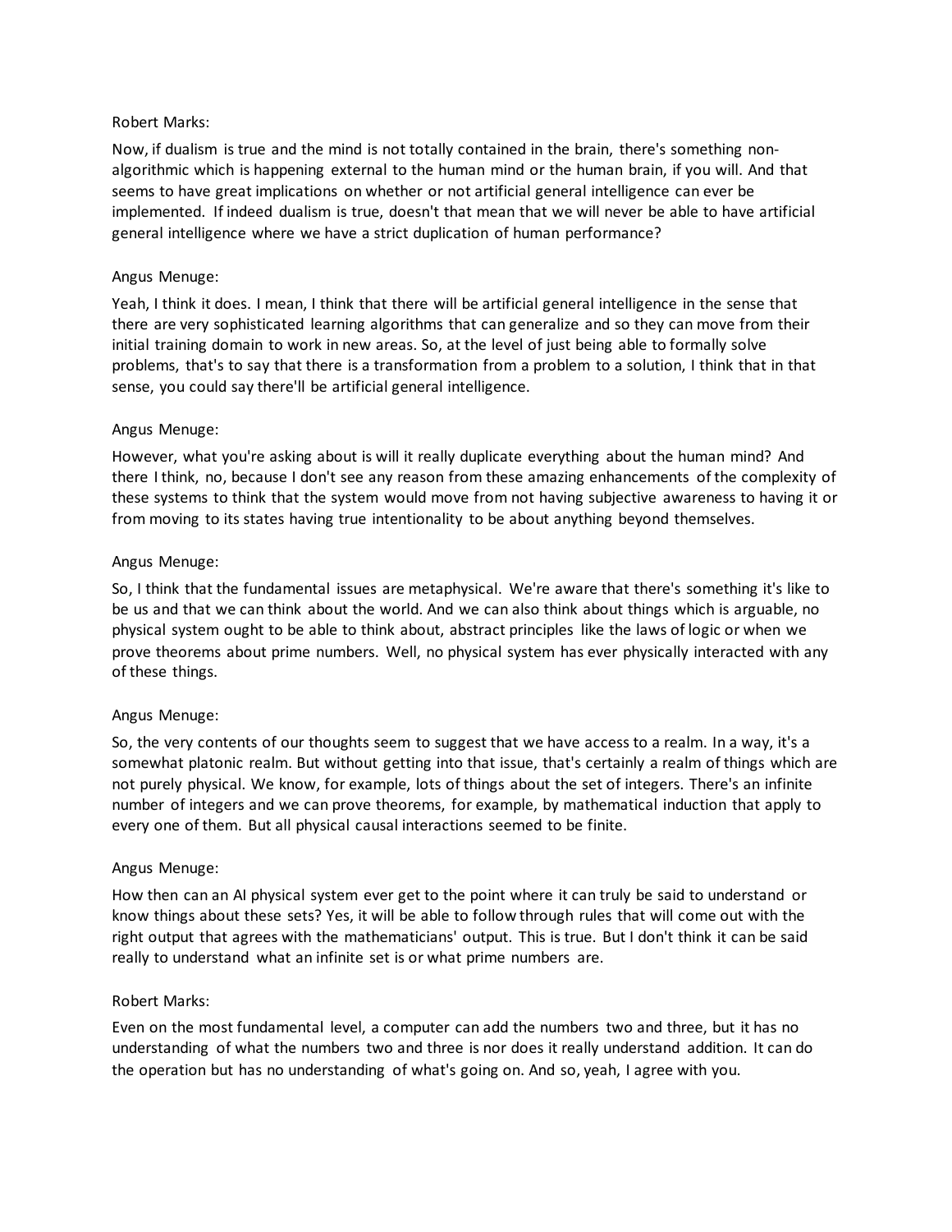Robert Marks:

Now, if dualism is true and the mind is not totally contained in the brain, there's something non-algorithmic which is happening external to the human mind or the human brain, if you will. And that seems to have great implications on whether or not artificial general intelligence can ever be implemented. If indeed dualism is true, doesn't that mean that we will never be able to have artificial general intelligence where we have a strict duplication of human performance?

Angus Menuge:

Yeah, I think it does. I mean, I think that there will be artificial general intelligence in the sense that there are very sophisticated learning algorithms that can generalize and so they can move from their initial training domain to work in new areas. So, at the level of just being able to formally solve problems, that's to say that there is a transformation from a problem to a solution, I think that in that sense, you could say there'll be artificial general intelligence.

Angus Menuge:

However, what you're asking about is will it really duplicate everything about the human mind? And there I think, no, because I don't see any reason from these amazing enhancements of the complexity of these systems to think that the system would move from not having subjective awareness to having it or from moving to its states having true intentionality to be about anything beyond themselves.

Angus Menuge:

So, I think that the fundamental issues are metaphysical. We're aware that there's something it's like to be us and that we can think about the world. And we can also think about things which is arguable, no physical system ought to be able to think about, abstract principles like the laws of logic or when we prove theorems about prime numbers. Well, no physical system has ever physically interacted with any of these things.

Angus Menuge:

So, the very contents of our thoughts seem to suggest that we have access to a realm. In a way, it's a somewhat platonic realm. But without getting into that issue, that's certainly a realm of things which are not purely physical. We know, for example, lots of things about the set of integers. There's an infinite number of integers and we can prove theorems, for example, by mathematical induction that apply to every one of them. But all physical causal interactions seemed to be finite.

Angus Menuge:

How then can an AI physical system ever get to the point where it can truly be said to understand or know things about these sets? Yes, it will be able to follow through rules that will come out with the right output that agrees with the mathematicians' output. This is true. But I don't think it can be said really to understand what an infinite set is or what prime numbers are.

Robert Marks:

Even on the most fundamental level, a computer can add the numbers two and three, but it has no understanding of what the numbers two and three is nor does it really understand addition. It can do the operation but has no understanding of what's going on. And so, yeah, I agree with you.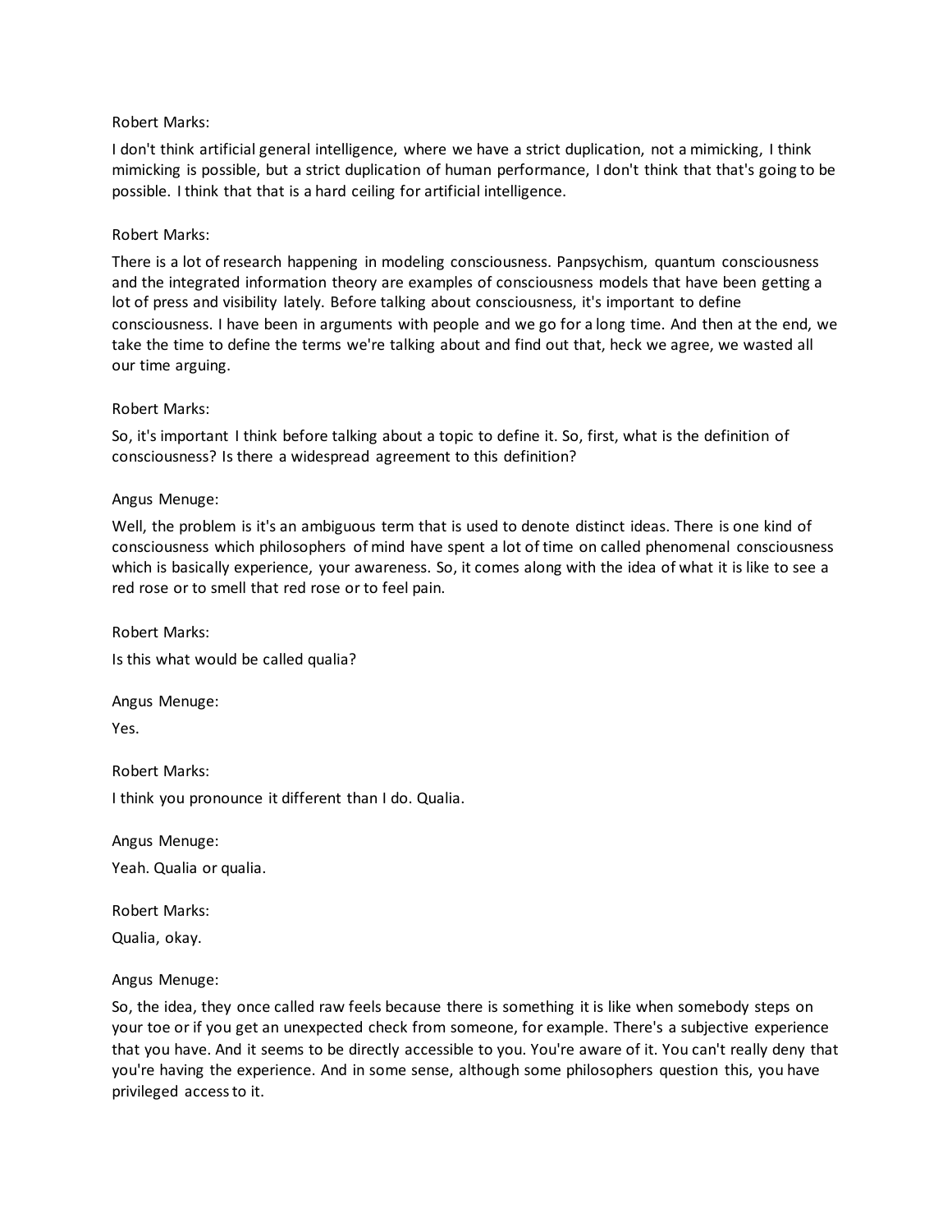Robert Marks:

I don't think artificial general intelligence, where we have a strict duplication, not a mimicking, I think mimicking is possible, but a strict duplication of human performance, I don't think that that's going to be possible. I think that that is a hard ceiling for artificial intelligence.

Robert Marks:

There is a lot of research happening in modeling consciousness. Panpsychism, quantum consciousness and the integrated information theory are examples of consciousness models that have been getting a lot of press and visibility lately. Before talking about consciousness, it's important to define consciousness. I have been in arguments with people and we go for a long time. And then at the end, we take the time to define the terms we're talking about and find out that, heck we agree, we wasted all our time arguing.

Robert Marks:

So, it's important I think before talking about a topic to define it. So, first, what is the definition of consciousness? Is there a widespread agreement to this definition?

Angus Menuge:

Well, the problem is it's an ambiguous term that is used to denote distinct ideas. There is one kind of consciousness which philosophers of mind have spent a lot of time on called phenomenal consciousness which is basically experience, your awareness. So, it comes along with the idea of what it is like to see a red rose or to smell that red rose or to feel pain.

Robert Marks:

Is this what would be called qualia?

Angus Menuge:

Yes.

Robert Marks:

I think you pronounce it different than I do. Qualia.

Angus Menuge:

Yeah. Qualia or qualia.

Robert Marks:

Qualia, okay.

Angus Menuge:

So, the idea, they once called raw feels because there is something it is like when somebody steps on your toe or if you get an unexpected check from someone, for example. There's a subjective experience that you have. And it seems to be directly accessible to you. You're aware of it. You can't really deny that you're having the experience. And in some sense, although some philosophers question this, you have privileged access to it.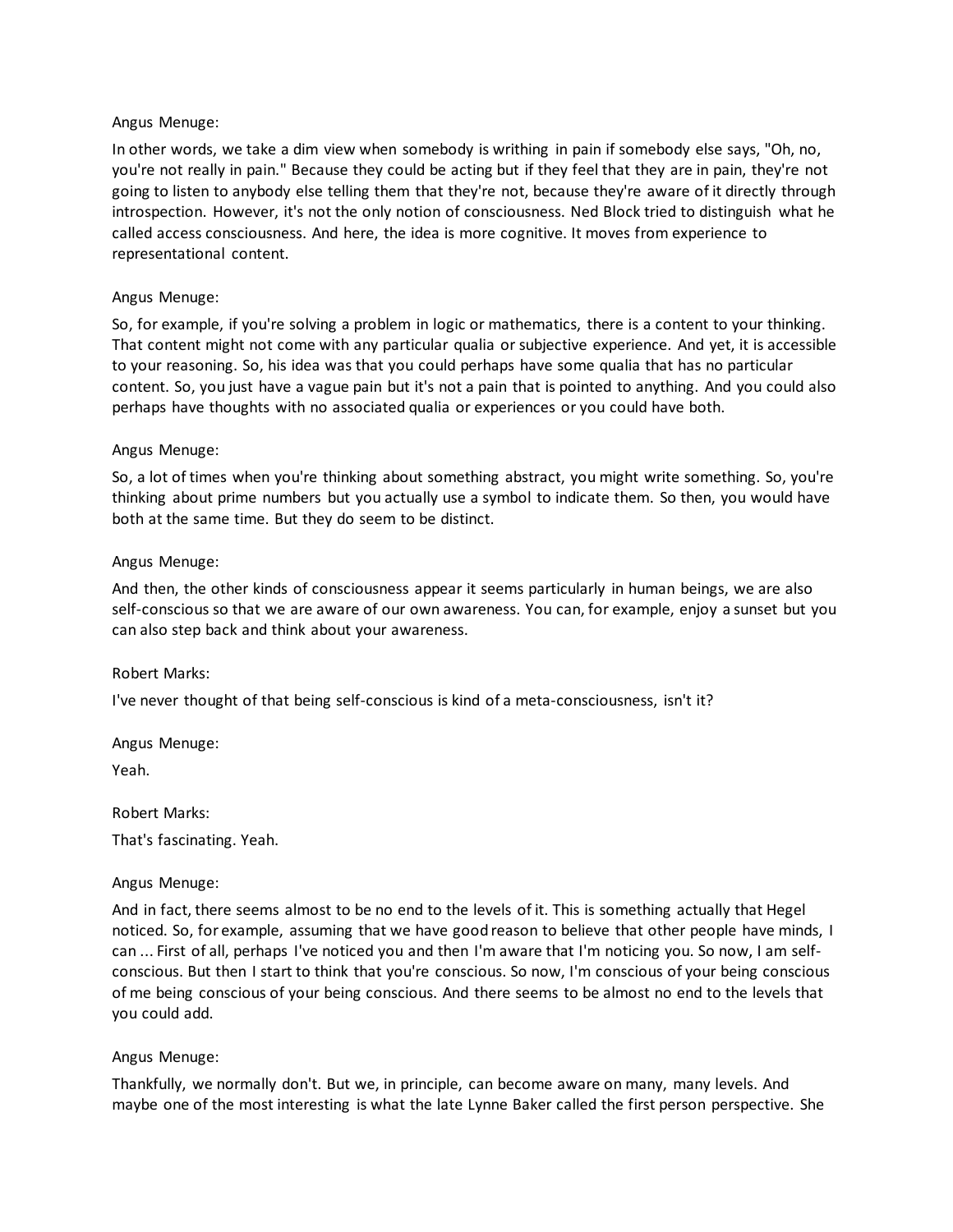Angus Menuge:

In other words, we take a dim view when somebody is writhing in pain if somebody else says, "Oh, no, you're not really in pain." Because they could be acting but if they feel that they are in pain, they're not going to listen to anybody else telling them that they're not, because they're aware of it directly through introspection. However, it's not the only notion of consciousness. Ned Block tried to distinguish what he called access consciousness. And here, the idea is more cognitive. It moves from experience to representational content.

Angus Menuge:

So, for example, if you're solving a problem in logic or mathematics, there is a content to your thinking. That content might not come with any particular qualia or subjective experience. And yet, it is accessible to your reasoning. So, his idea was that you could perhaps have some qualia that has no particular content. So, you just have a vague pain but it's not a pain that is pointed to anything. And you could also perhaps have thoughts with no associated qualia or experiences or you could have both.

Angus Menuge:

So, a lot of times when you're thinking about something abstract, you might write something. So, you're thinking about prime numbers but you actually use a symbol to indicate them. So then, you would have both at the same time. But they do seem to be distinct.

Angus Menuge:

And then, the other kinds of consciousness appear it seems particularly in human beings, we are also self-conscious so that we are aware of our own awareness. You can, for example, enjoy a sunset but you can also step back and think about your awareness.

Robert Marks:

I've never thought of that being self-conscious is kind of a meta-consciousness, isn't it?

Angus Menuge:

Yeah.

Robert Marks:

That's fascinating. Yeah.

Angus Menuge:

And in fact, there seems almost to be no end to the levels of it. This is something actually that Hegel noticed. So, for example, assuming that we have good reason to believe that other people have minds, I can ... First of all, perhaps I've noticed you and then I'm aware that I'm noticing you. So now, I am self-conscious. But then I start to think that you're conscious. So now, I'm conscious of your being conscious of me being conscious of your being conscious. And there seems to be almost no end to the levels that you could add.

Angus Menuge:

Thankfully, we normally don't. But we, in principle, can become aware on many, many levels. And maybe one of the most interesting is what the late Lynne Baker called the first person perspective. She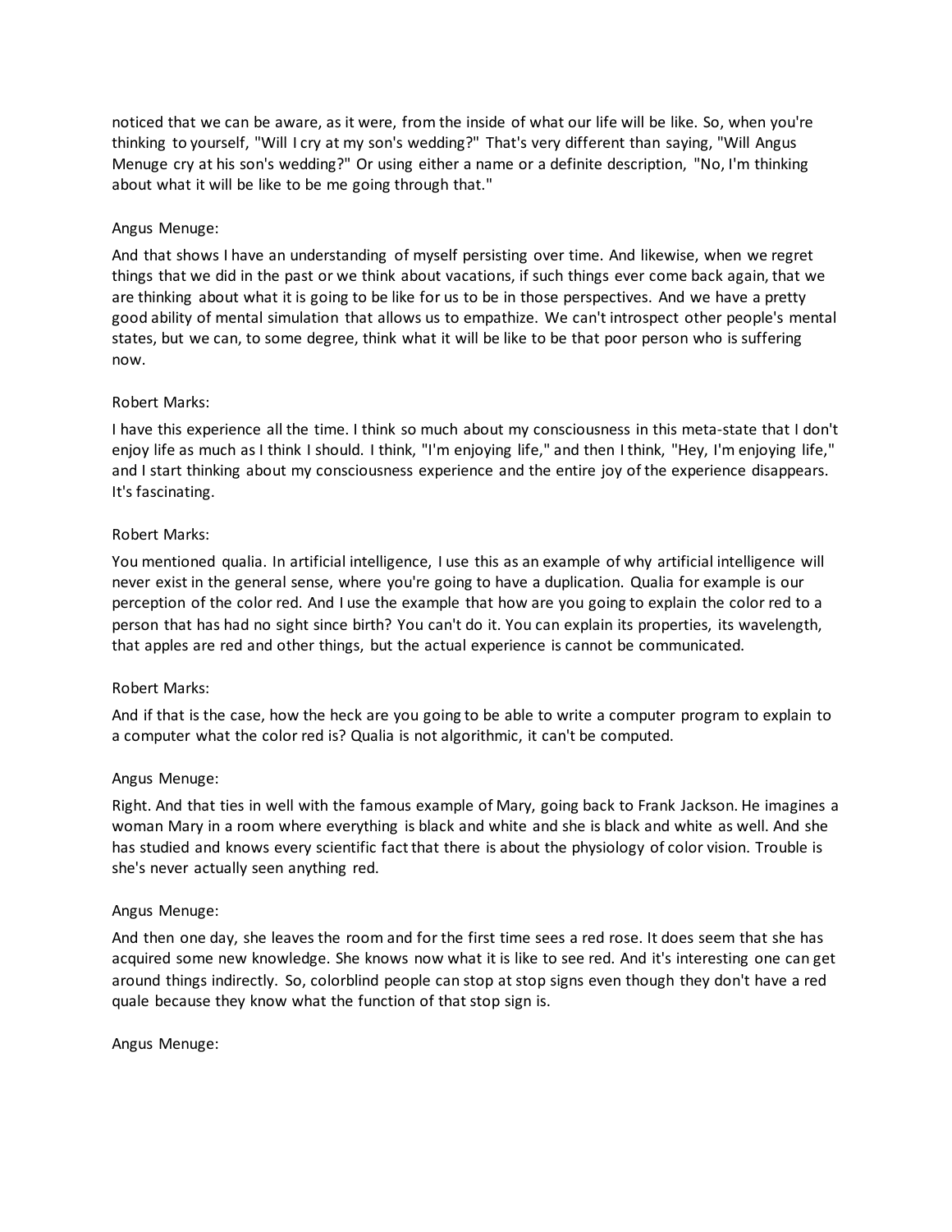noticed that we can be aware, as it were, from the inside of what our life will be like. So, when you're thinking to yourself, "Will I cry at my son's wedding?" That's very different than saying, "Will Angus Menuge cry at his son's wedding?" Or using either a name or a definite description, "No, I'm thinking about what it will be like to be me going through that."

Angus Menuge:

And that shows I have an understanding of myself persisting over time. And likewise, when we regret things that we did in the past or we think about vacations, if such things ever come back again, that we are thinking about what it is going to be like for us to be in those perspectives. And we have a pretty good ability of mental simulation that allows us to empathize. We can't introspect other people's mental states, but we can, to some degree, think what it will be like to be that poor person who is suffering now.

Robert Marks:

I have this experience all the time. I think so much about my consciousness in this meta-state that I don't enjoy life as much as I think I should. I think, "I'm enjoying life," and then I think, "Hey, I'm enjoying life," and I start thinking about my consciousness experience and the entire joy of the experience disappears. It's fascinating.

Robert Marks:

You mentioned qualia. In artificial intelligence, I use this as an example of why artificial intelligence will never exist in the general sense, where you're going to have a duplication. Qualia for example is our perception of the color red. And I use the example that how are you going to explain the color red to a person that has had no sight since birth? You can't do it. You can explain its properties, its wavelength, that apples are red and other things, but the actual experience is cannot be communicated.

Robert Marks:

And if that is the case, how the heck are you going to be able to write a computer program to explain to a computer what the color red is? Qualia is not algorithmic, it can't be computed.

Angus Menuge:

Right. And that ties in well with the famous example of Mary, going back to Frank Jackson. He imagines a woman Mary in a room where everything is black and white and she is black and white as well. And she has studied and knows every scientific fact that there is about the physiology of color vision. Trouble is she's never actually seen anything red.

Angus Menuge:

And then one day, she leaves the room and for the first time sees a red rose. It does seem that she has acquired some new knowledge. She knows now what it is like to see red. And it's interesting one can get around things indirectly. So, colorblind people can stop at stop signs even though they don't have a red quale because they know what the function of that stop sign is.

Angus Menuge: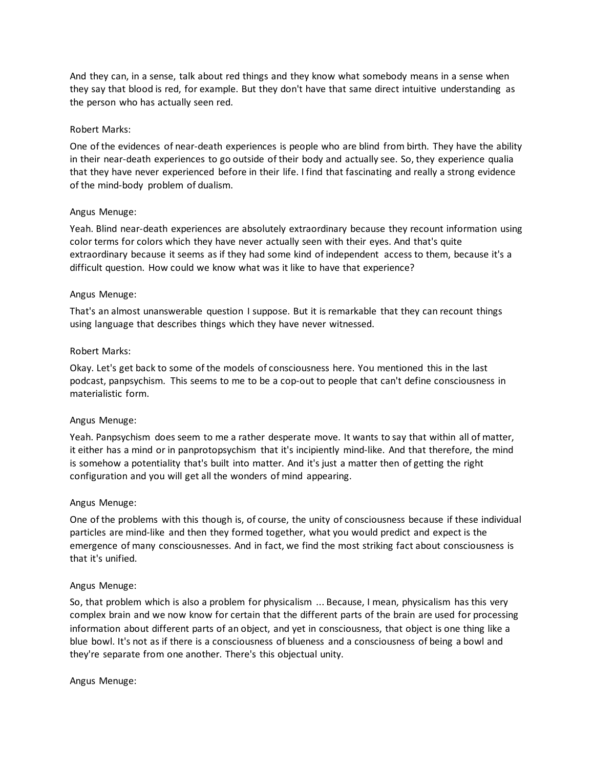And they can, in a sense, talk about red things and they know what somebody means in a sense when they say that blood is red, for example. But they don't have that same direct intuitive understanding as the person who has actually seen red.

Robert Marks:

One of the evidences of near-death experiences is people who are blind from birth. They have the ability in their near-death experiences to go outside of their body and actually see. So, they experience qualia that they have never experienced before in their life. I find that fascinating and really a strong evidence of the mind-body problem of dualism.

Angus Menuge:

Yeah. Blind near-death experiences are absolutely extraordinary because they recount information using color terms for colors which they have never actually seen with their eyes. And that's quite extraordinary because it seems as if they had some kind of independent access to them, because it's a difficult question. How could we know what was it like to have that experience?

Angus Menuge:

That's an almost unanswerable question I suppose. But it is remarkable that they can recount things using language that describes things which they have never witnessed.

Robert Marks:

Okay. Let's get back to some of the models of consciousness here. You mentioned this in the last podcast, panpsychism. This seems to me to be a cop-out to people that can't define consciousness in materialistic form.

Angus Menuge:

Yeah. Panpsychism does seem to me a rather desperate move. It wants to say that within all of matter, it either has a mind or in panprotopsychism that it's incipiently mind-like. And that therefore, the mind is somehow a potentiality that's built into matter. And it's just a matter then of getting the right configuration and you will get all the wonders of mind appearing.

Angus Menuge:

One of the problems with this though is, of course, the unity of consciousness because if these individual particles are mind-like and then they formed together, what you would predict and expect is the emergence of many consciousnesses. And in fact, we find the most striking fact about consciousness is that it's unified.

Angus Menuge:

So, that problem which is also a problem for physicalism ... Because, I mean, physicalism has this very complex brain and we now know for certain that the different parts of the brain are used for processing information about different parts of an object, and yet in consciousness, that object is one thing like a blue bowl. It's not as if there is a consciousness of blueness and a consciousness of being a bowl and they're separate from one another. There's this objectual unity.

Angus Menuge: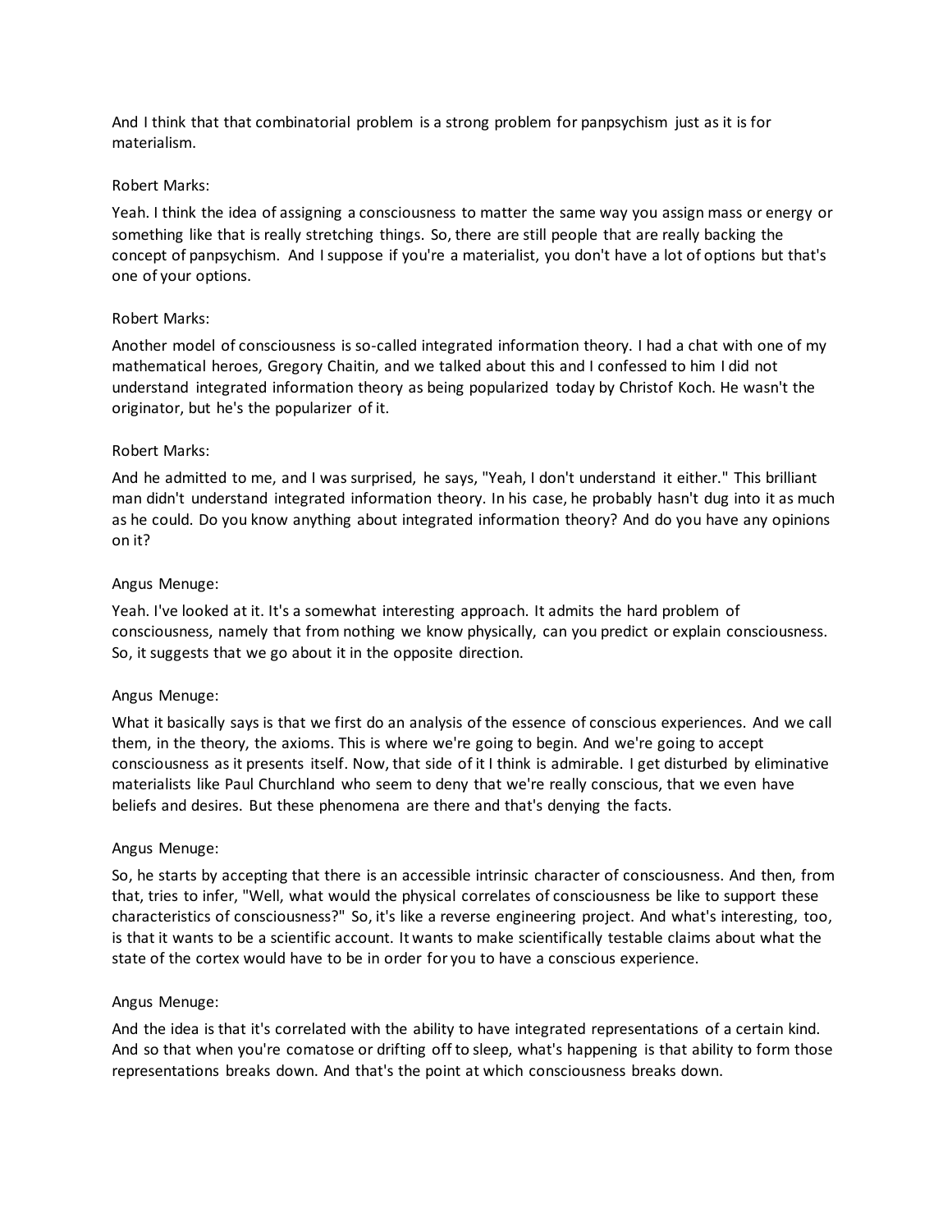And I think that that combinatorial problem is a strong problem for panpsychism just as it is for materialism.

Robert Marks:

Yeah. I think the idea of assigning a consciousness to matter the same way you assign mass or energy or something like that is really stretching things. So, there are still people that are really backing the concept of panpsychism. And I suppose if you're a materialist, you don't have a lot of options but that's one of your options.

Robert Marks:

Another model of consciousness is so-called integrated information theory. I had a chat with one of my mathematical heroes, Gregory Chaitin, and we talked about this and I confessed to him I did not understand integrated information theory as being popularized today by Christof Koch. He wasn't the originator, but he's the popularizer of it.

Robert Marks:

And he admitted to me, and I was surprised, he says, "Yeah, I don't understand it either." This brilliant man didn't understand integrated information theory. In his case, he probably hasn't dug into it as much as he could. Do you know anything about integrated information theory? And do you have any opinions on it?

Angus Menuge:

Yeah. I've looked at it. It's a somewhat interesting approach. It admits the hard problem of consciousness, namely that from nothing we know physically, can you predict or explain consciousness. So, it suggests that we go about it in the opposite direction.

Angus Menuge:

What it basically says is that we first do an analysis of the essence of conscious experiences. And we call them, in the theory, the axioms. This is where we're going to begin. And we're going to accept consciousness as it presents itself. Now, that side of it I think is admirable. I get disturbed by eliminative materialists like Paul Churchland who seem to deny that we're really conscious, that we even have beliefs and desires. But these phenomena are there and that's denying the facts.

Angus Menuge:

So, he starts by accepting that there is an accessible intrinsic character of consciousness. And then, from that, tries to infer, "Well, what would the physical correlates of consciousness be like to support these characteristics of consciousness?" So, it's like a reverse engineering project. And what's interesting, too, is that it wants to be a scientific account. It wants to make scientifically testable claims about what the state of the cortex would have to be in order for you to have a conscious experience.

Angus Menuge:

And the idea is that it's correlated with the ability to have integrated representations of a certain kind. And so that when you're comatose or drifting off to sleep, what's happening is that ability to form those representations breaks down. And that's the point at which consciousness breaks down.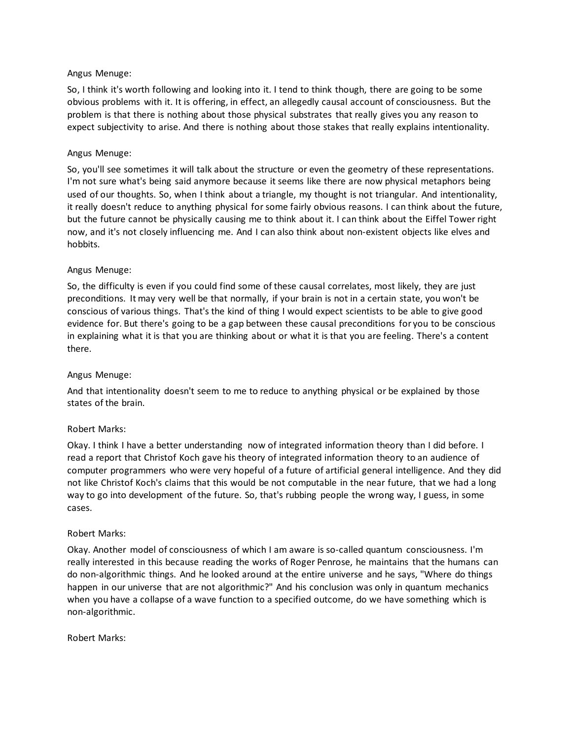Angus Menuge:

So, I think it's worth following and looking into it. I tend to think though, there are going to be some obvious problems with it. It is offering, in effect, an allegedly causal account of consciousness. But the problem is that there is nothing about those physical substrates that really gives you any reason to expect subjectivity to arise. And there is nothing about those stakes that really explains intentionality.

Angus Menuge:

So, you'll see sometimes it will talk about the structure or even the geometry of these representations. I'm not sure what's being said anymore because it seems like there are now physical metaphors being used of our thoughts. So, when I think about a triangle, my thought is not triangular. And intentionality, it really doesn't reduce to anything physical for some fairly obvious reasons. I can think about the future, but the future cannot be physically causing me to think about it. I can think about the Eiffel Tower right now, and it's not closely influencing me. And I can also think about non-existent objects like elves and hobbits.

Angus Menuge:

So, the difficulty is even if you could find some of these causal correlates, most likely, they are just preconditions. It may very well be that normally, if your brain is not in a certain state, you won't be conscious of various things. That's the kind of thing I would expect scientists to be able to give good evidence for. But there's going to be a gap between these causal preconditions for you to be conscious in explaining what it is that you are thinking about or what it is that you are feeling. There's a content there.

Angus Menuge:

And that intentionality doesn't seem to me to reduce to anything physical or be explained by those states of the brain.

Robert Marks:

Okay. I think I have a better understanding now of integrated information theory than I did before. I read a report that Christof Koch gave his theory of integrated information theory to an audience of computer programmers who were very hopeful of a future of artificial general intelligence. And they did not like Christof Koch's claims that this would be not computable in the near future, that we had a long way to go into development of the future. So, that's rubbing people the wrong way, I guess, in some cases.

Robert Marks:

Okay. Another model of consciousness of which I am aware is so-called quantum consciousness. I'm really interested in this because reading the works of Roger Penrose, he maintains that the humans can do non-algorithmic things. And he looked around at the entire universe and he says, "Where do things happen in our universe that are not algorithmic?" And his conclusion was only in quantum mechanics when you have a collapse of a wave function to a specified outcome, do we have something which is non-algorithmic.

Robert Marks: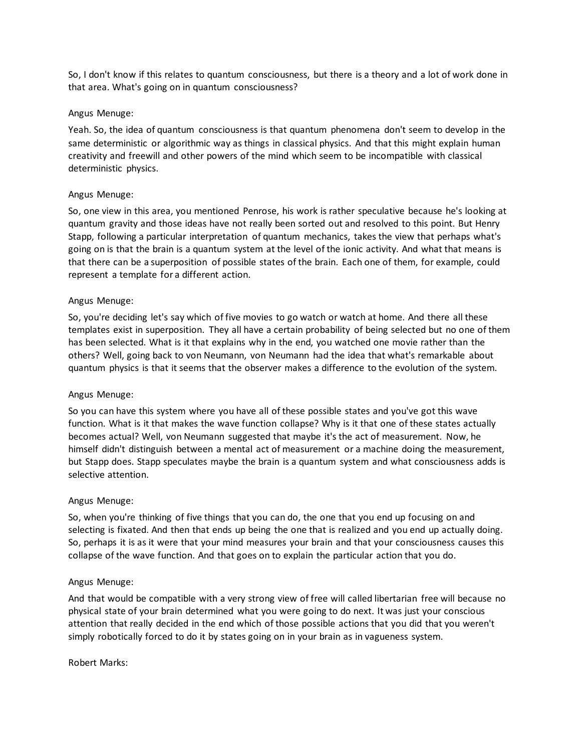So, I don't know if this relates to quantum consciousness, but there is a theory and a lot of work done in that area. What's going on in quantum consciousness?

Angus Menuge:

Yeah. So, the idea of quantum consciousness is that quantum phenomena don't seem to develop in the same deterministic or algorithmic way as things in classical physics. And that this might explain human creativity and freewill and other powers of the mind which seem to be incompatible with classical deterministic physics.

Angus Menuge:

So, one view in this area, you mentioned Penrose, his work is rather speculative because he's looking at quantum gravity and those ideas have not really been sorted out and resolved to this point. But Henry Stapp, following a particular interpretation of quantum mechanics, takes the view that perhaps what's going on is that the brain is a quantum system at the level of the ionic activity. And what that means is that there can be a superposition of possible states of the brain. Each one of them, for example, could represent a template for a different action.

Angus Menuge:

So, you're deciding let's say which of five movies to go watch or watch at home. And there all these templates exist in superposition. They all have a certain probability of being selected but no one of them has been selected. What is it that explains why in the end, you watched one movie rather than the others? Well, going back to von Neumann, von Neumann had the idea that what's remarkable about quantum physics is that it seems that the observer makes a difference to the evolution of the system.

Angus Menuge:

So you can have this system where you have all of these possible states and you've got this wave function. What is it that makes the wave function collapse? Why is it that one of these states actually becomes actual? Well, von Neumann suggested that maybe it's the act of measurement. Now, he himself didn't distinguish between a mental act of measurement or a machine doing the measurement, but Stapp does. Stapp speculates maybe the brain is a quantum system and what consciousness adds is selective attention.

Angus Menuge:

So, when you're thinking of five things that you can do, the one that you end up focusing on and selecting is fixated. And then that ends up being the one that is realized and you end up actually doing. So, perhaps it is as it were that your mind measures your brain and that your consciousness causes this collapse of the wave function. And that goes on to explain the particular action that you do.

Angus Menuge:

And that would be compatible with a very strong view of free will called libertarian free will because no physical state of your brain determined what you were going to do next. It was just your conscious attention that really decided in the end which of those possible actions that you did that you weren't simply robotically forced to do it by states going on in your brain as in vagueness system.

Robert Marks: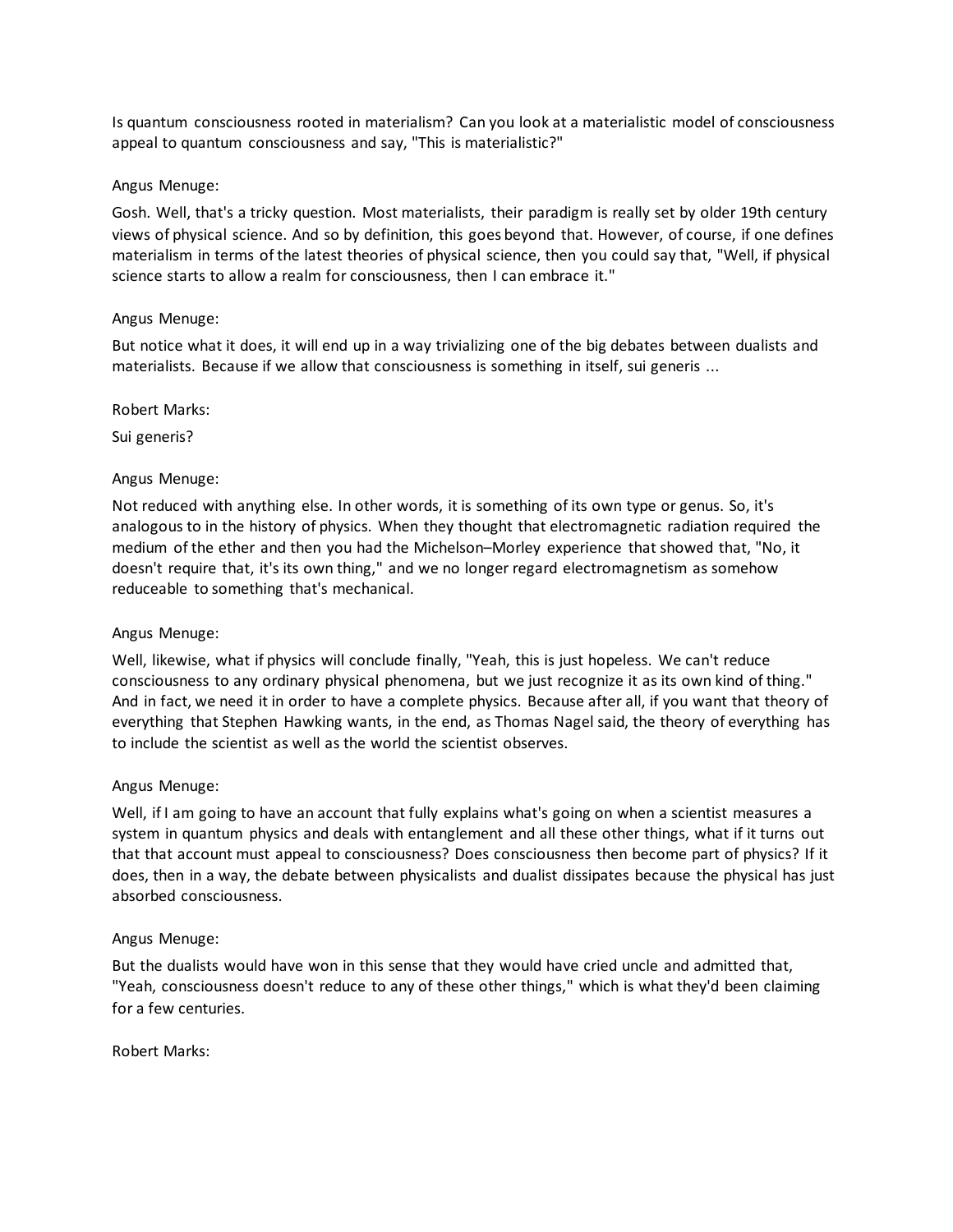Is quantum consciousness rooted in materialism? Can you look at a materialistic model of consciousness appeal to quantum consciousness and say, "This is materialistic?"

Angus Menuge:

Gosh. Well, that's a tricky question. Most materialists, their paradigm is really set by older 19th century views of physical science. And so by definition, this goes beyond that. However, of course, if one defines materialism in terms of the latest theories of physical science, then you could say that, "Well, if physical science starts to allow a realm for consciousness, then I can embrace it."

Angus Menuge:

But notice what it does, it will end up in a way trivializing one of the big debates between dualists and materialists. Because if we allow that consciousness is something in itself, sui generis ...

Robert Marks:

Sui generis?

Angus Menuge:

Not reduced with anything else. In other words, it is something of its own type or genus. So, it's analogous to in the history of physics. When they thought that electromagnetic radiation required the medium of the ether and then you had the Michelson–Morley experience that showed that, "No, it doesn't require that, it's its own thing," and we no longer regard electromagnetism as somehow reduceable to something that's mechanical.

Angus Menuge:

Well, likewise, what if physics will conclude finally, "Yeah, this is just hopeless. We can't reduce consciousness to any ordinary physical phenomena, but we just recognize it as its own kind of thing." And in fact, we need it in order to have a complete physics. Because after all, if you want that theory of everything that Stephen Hawking wants, in the end, as Thomas Nagel said, the theory of everything has to include the scientist as well as the world the scientist observes.

Angus Menuge:

Well, if I am going to have an account that fully explains what's going on when a scientist measures a system in quantum physics and deals with entanglement and all these other things, what if it turns out that that account must appeal to consciousness? Does consciousness then become part of physics? If it does, then in a way, the debate between physicalists and dualist dissipates because the physical has just absorbed consciousness.

Angus Menuge:

But the dualists would have won in this sense that they would have cried uncle and admitted that, "Yeah, consciousness doesn't reduce to any of these other things," which is what they'd been claiming for a few centuries.

Robert Marks: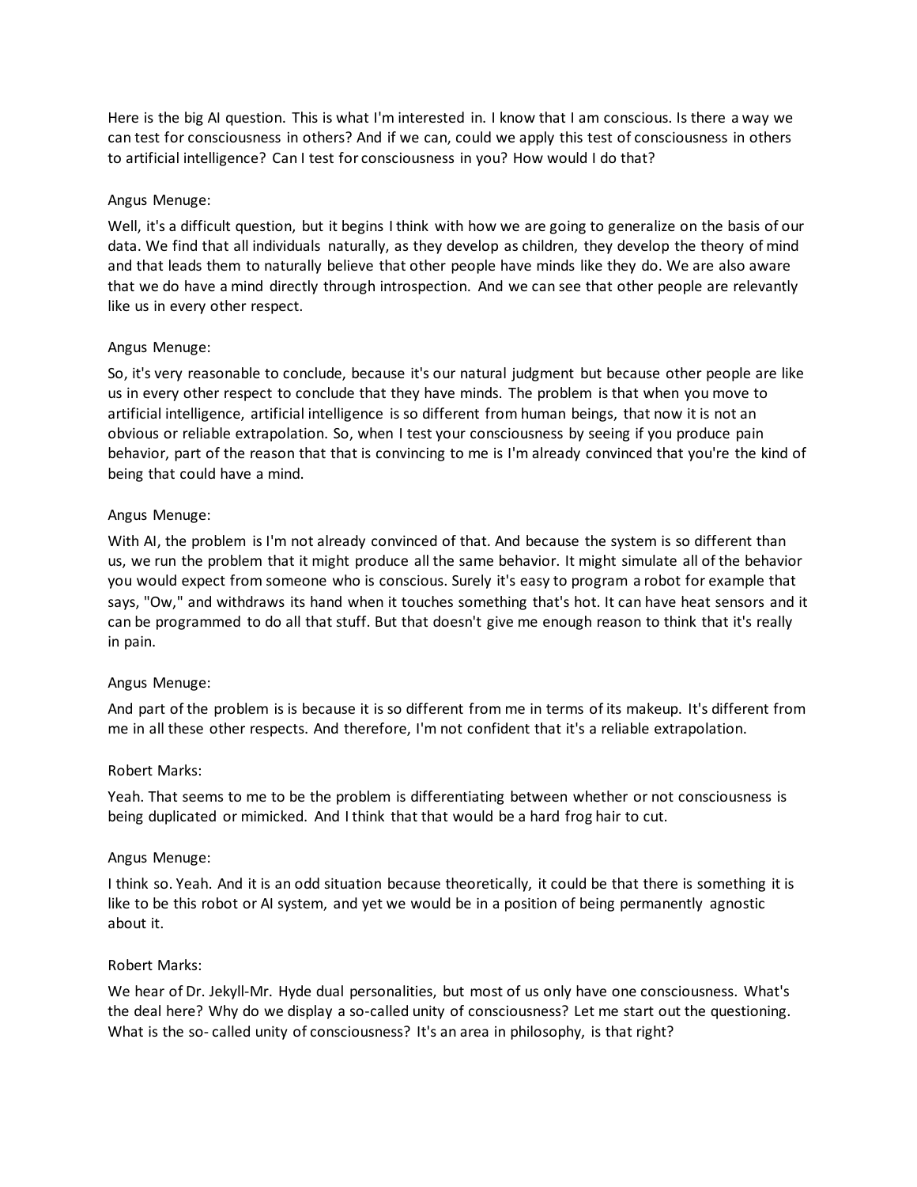Here is the big AI question. This is what I'm interested in. I know that I am conscious. Is there a way we can test for consciousness in others? And if we can, could we apply this test of consciousness in others to artificial intelligence? Can I test for consciousness in you? How would I do that?

Angus Menuge:

Well, it's a difficult question, but it begins I think with how we are going to generalize on the basis of our data. We find that all individuals naturally, as they develop as children, they develop the theory of mind and that leads them to naturally believe that other people have minds like they do. We are also aware that we do have a mind directly through introspection. And we can see that other people are relevantly like us in every other respect.

Angus Menuge:

So, it's very reasonable to conclude, because it's our natural judgment but because other people are like us in every other respect to conclude that they have minds. The problem is that when you move to artificial intelligence, artificial intelligence is so different from human beings, that now it is not an obvious or reliable extrapolation. So, when I test your consciousness by seeing if you produce pain behavior, part of the reason that that is convincing to me is I'm already convinced that you're the kind of being that could have a mind.

Angus Menuge:

With AI, the problem is I'm not already convinced of that. And because the system is so different than us, we run the problem that it might produce all the same behavior. It might simulate all of the behavior you would expect from someone who is conscious. Surely it's easy to program a robot for example that says, "Ow," and withdraws its hand when it touches something that's hot. It can have heat sensors and it can be programmed to do all that stuff. But that doesn't give me enough reason to think that it's really in pain.

Angus Menuge:

And part of the problem is is because it is so different from me in terms of its makeup. It's different from me in all these other respects. And therefore, I'm not confident that it's a reliable extrapolation.

Robert Marks:

Yeah. That seems to me to be the problem is differentiating between whether or not consciousness is being duplicated or mimicked. And I think that that would be a hard frog hair to cut.

Angus Menuge:

I think so. Yeah. And it is an odd situation because theoretically, it could be that there is something it is like to be this robot or AI system, and yet we would be in a position of being permanently agnostic about it.

Robert Marks:

We hear of Dr. Jekyll-Mr. Hyde dual personalities, but most of us only have one consciousness. What's the deal here? Why do we display a so-called unity of consciousness? Let me start out the questioning. What is the so- called unity of consciousness? It's an area in philosophy, is that right?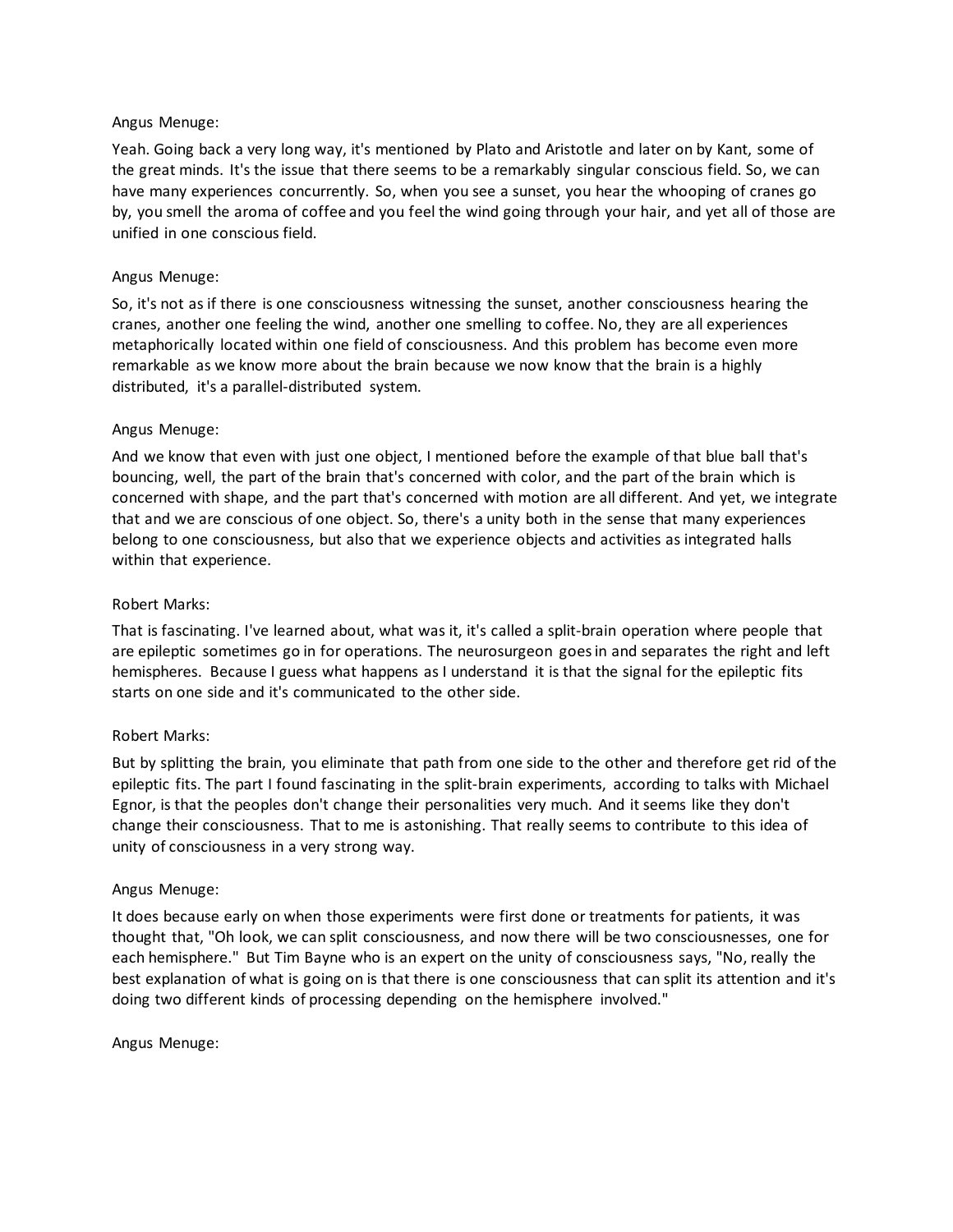Angus Menuge:

Yeah. Going back a very long way, it's mentioned by Plato and Aristotle and later on by Kant, some of the great minds. It's the issue that there seems to be a remarkably singular conscious field. So, we can have many experiences concurrently. So, when you see a sunset, you hear the whooping of cranes go by, you smell the aroma of coffee and you feel the wind going through your hair, and yet all of those are unified in one conscious field.

Angus Menuge:

So, it's not as if there is one consciousness witnessing the sunset, another consciousness hearing the cranes, another one feeling the wind, another one smelling to coffee. No, they are all experiences metaphorically located within one field of consciousness. And this problem has become even more remarkable as we know more about the brain because we now know that the brain is a highly distributed, it's a parallel-distributed system.

Angus Menuge:

And we know that even with just one object, I mentioned before the example of that blue ball that's bouncing, well, the part of the brain that's concerned with color, and the part of the brain which is concerned with shape, and the part that's concerned with motion are all different. And yet, we integrate that and we are conscious of one object. So, there's a unity both in the sense that many experiences belong to one consciousness, but also that we experience objects and activities as integrated halls within that experience.

Robert Marks:

That is fascinating. I've learned about, what was it, it's called a split-brain operation where people that are epileptic sometimes go in for operations. The neurosurgeon goes in and separates the right and left hemispheres. Because I guess what happens as I understand it is that the signal for the epileptic fits starts on one side and it's communicated to the other side.

Robert Marks:

But by splitting the brain, you eliminate that path from one side to the other and therefore get rid of the epileptic fits. The part I found fascinating in the split-brain experiments, according to talks with Michael Egnor, is that the peoples don't change their personalities very much. And it seems like they don't change their consciousness. That to me is astonishing. That really seems to contribute to this idea of unity of consciousness in a very strong way.

Angus Menuge:

It does because early on when those experiments were first done or treatments for patients, it was thought that, "Oh look, we can split consciousness, and now there will be two consciousnesses, one for each hemisphere." But Tim Bayne who is an expert on the unity of consciousness says, "No, really the best explanation of what is going on is that there is one consciousness that can split its attention and it's doing two different kinds of processing depending on the hemisphere involved."

Angus Menuge: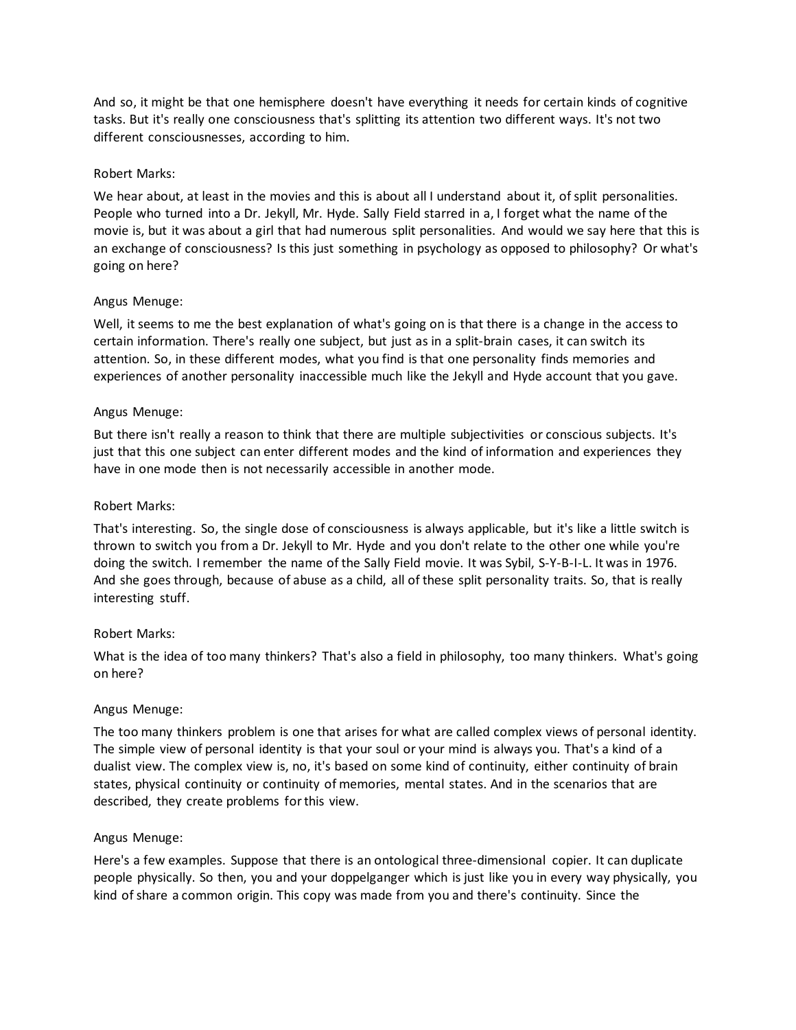And so, it might be that one hemisphere doesn't have everything it needs for certain kinds of cognitive tasks. But it's really one consciousness that's splitting its attention two different ways. It's not two different consciousnesses, according to him.

Robert Marks:

We hear about, at least in the movies and this is about all I understand about it, of split personalities. People who turned into a Dr. Jekyll, Mr. Hyde. Sally Field starred in a, I forget what the name of the movie is, but it was about a girl that had numerous split personalities. And would we say here that this is an exchange of consciousness? Is this just something in psychology as opposed to philosophy? Or what's going on here?

Angus Menuge:

Well, it seems to me the best explanation of what's going on is that there is a change in the access to certain information. There's really one subject, but just as in a split-brain cases, it can switch its attention. So, in these different modes, what you find is that one personality finds memories and experiences of another personality inaccessible much like the Jekyll and Hyde account that you gave.

Angus Menuge:

But there isn't really a reason to think that there are multiple subjectivities or conscious subjects. It's just that this one subject can enter different modes and the kind of information and experiences they have in one mode then is not necessarily accessible in another mode.

Robert Marks:

That's interesting. So, the single dose of consciousness is always applicable, but it's like a little switch is thrown to switch you from a Dr. Jekyll to Mr. Hyde and you don't relate to the other one while you're doing the switch. I remember the name of the Sally Field movie. It was Sybil, S-Y-B-I-L. It was in 1976. And she goes through, because of abuse as a child, all of these split personality traits. So, that is really interesting stuff.

Robert Marks:

What is the idea of too many thinkers? That's also a field in philosophy, too many thinkers. What's going on here?

Angus Menuge:

The too many thinkers problem is one that arises for what are called complex views of personal identity. The simple view of personal identity is that your soul or your mind is always you. That's a kind of a dualist view. The complex view is, no, it's based on some kind of continuity, either continuity of brain states, physical continuity or continuity of memories, mental states. And in the scenarios that are described, they create problems for this view.

Angus Menuge:

Here's a few examples. Suppose that there is an ontological three-dimensional copier. It can duplicate people physically. So then, you and your doppelganger which is just like you in every way physically, you kind of share a common origin. This copy was made from you and there's continuity. Since the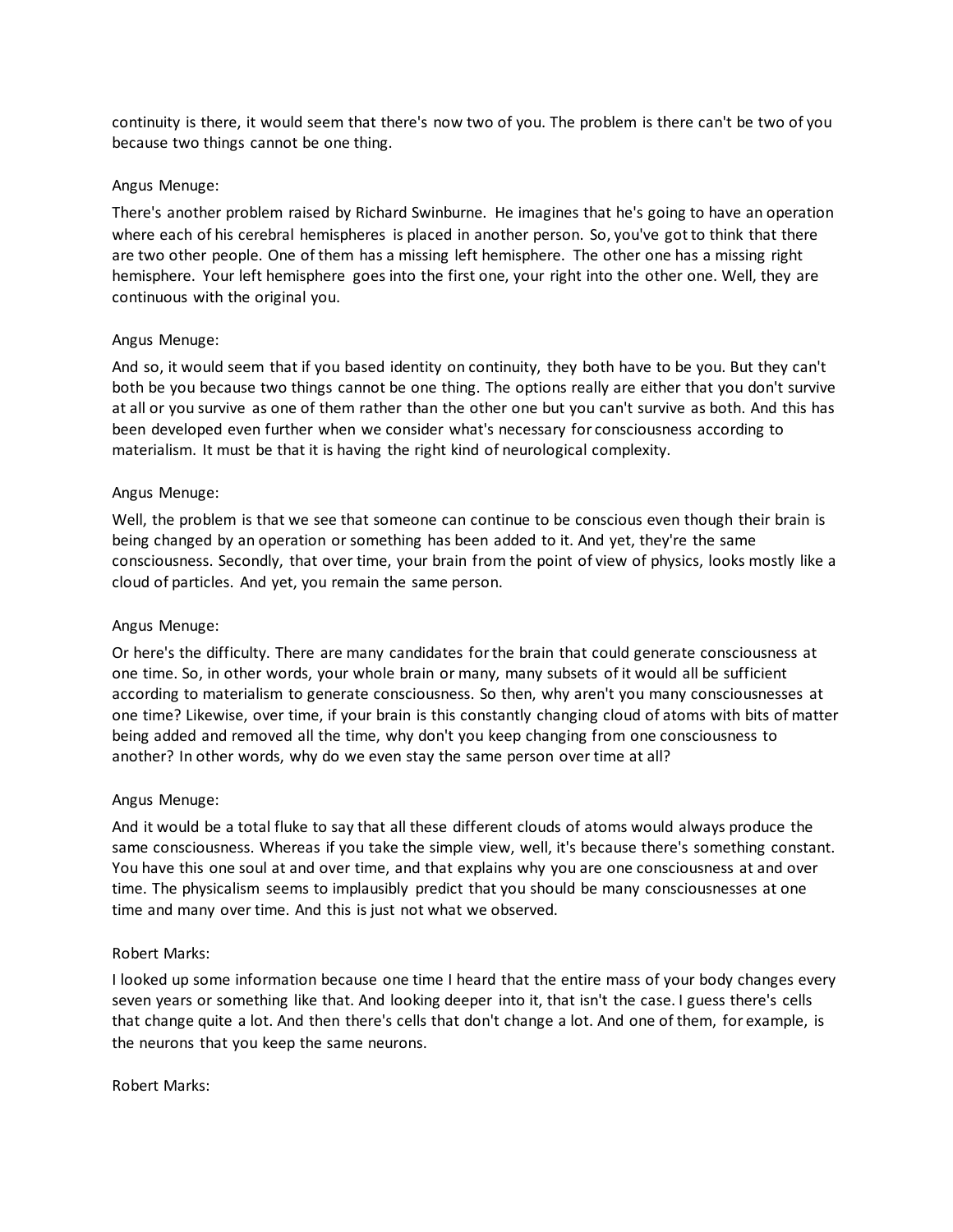continuity is there, it would seem that there's now two of you. The problem is there can't be two of you because two things cannot be one thing.

Angus Menuge:

There's another problem raised by Richard Swinburne. He imagines that he's going to have an operation where each of his cerebral hemispheres is placed in another person. So, you've got to think that there are two other people. One of them has a missing left hemisphere. The other one has a missing right hemisphere. Your left hemisphere goes into the first one, your right into the other one. Well, they are continuous with the original you.

Angus Menuge:

And so, it would seem that if you based identity on continuity, they both have to be you. But they can't both be you because two things cannot be one thing. The options really are either that you don't survive at all or you survive as one of them rather than the other one but you can't survive as both. And this has been developed even further when we consider what's necessary for consciousness according to materialism. It must be that it is having the right kind of neurological complexity.

Angus Menuge:

Well, the problem is that we see that someone can continue to be conscious even though their brain is being changed by an operation or something has been added to it. And yet, they're the same consciousness. Secondly, that over time, your brain from the point of view of physics, looks mostly like a cloud of particles. And yet, you remain the same person.

Angus Menuge:

Or here's the difficulty. There are many candidates for the brain that could generate consciousness at one time. So, in other words, your whole brain or many, many subsets of it would all be sufficient according to materialism to generate consciousness. So then, why aren't you many consciousnesses at one time? Likewise, over time, if your brain is this constantly changing cloud of atoms with bits of matter being added and removed all the time, why don't you keep changing from one consciousness to another? In other words, why do we even stay the same person over time at all?

Angus Menuge:

And it would be a total fluke to say that all these different clouds of atoms would always produce the same consciousness. Whereas if you take the simple view, well, it's because there's something constant. You have this one soul at and over time, and that explains why you are one consciousness at and over time. The physicalism seems to implausibly predict that you should be many consciousnesses at one time and many over time. And this is just not what we observed.

Robert Marks:

I looked up some information because one time I heard that the entire mass of your body changes every seven years or something like that. And looking deeper into it, that isn't the case. I guess there's cells that change quite a lot. And then there's cells that don't change a lot. And one of them, for example, is the neurons that you keep the same neurons.

Robert Marks: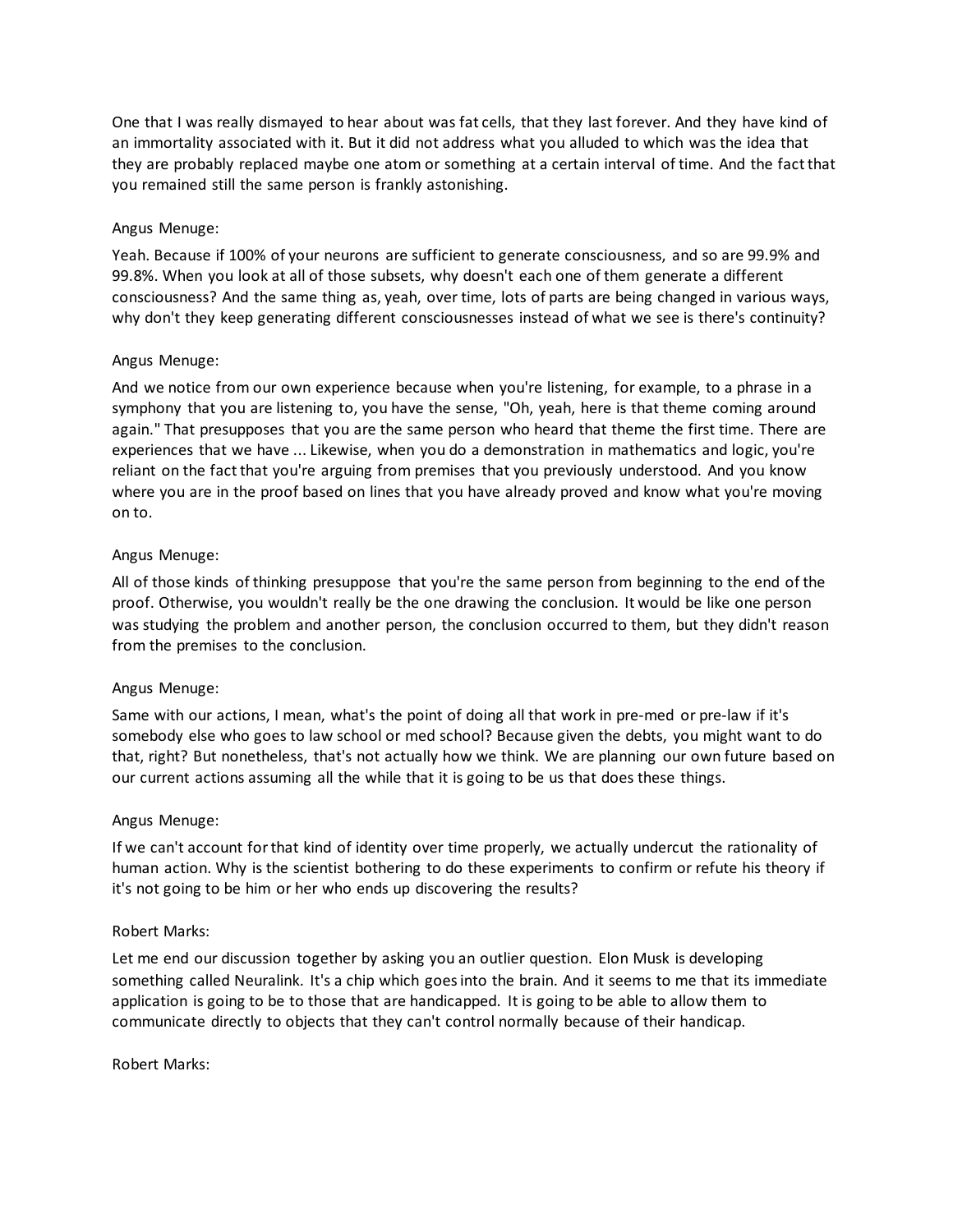One that I was really dismayed to hear about was fat cells, that they last forever. And they have kind of an immortality associated with it. But it did not address what you alluded to which was the idea that they are probably replaced maybe one atom or something at a certain interval of time. And the fact that you remained still the same person is frankly astonishing.

Angus Menuge:

Yeah. Because if 100% of your neurons are sufficient to generate consciousness, and so are 99.9% and 99.8%. When you look at all of those subsets, why doesn't each one of them generate a different consciousness? And the same thing as, yeah, over time, lots of parts are being changed in various ways, why don't they keep generating different consciousnesses instead of what we see is there's continuity?

Angus Menuge:

And we notice from our own experience because when you're listening, for example, to a phrase in a symphony that you are listening to, you have the sense, "Oh, yeah, here is that theme coming around again." That presupposes that you are the same person who heard that theme the first time. There are experiences that we have ... Likewise, when you do a demonstration in mathematics and logic, you're reliant on the fact that you're arguing from premises that you previously understood. And you know where you are in the proof based on lines that you have already proved and know what you're moving on to.

Angus Menuge:

All of those kinds of thinking presuppose that you're the same person from beginning to the end of the proof. Otherwise, you wouldn't really be the one drawing the conclusion. It would be like one person was studying the problem and another person, the conclusion occurred to them, but they didn't reason from the premises to the conclusion.

Angus Menuge:

Same with our actions, I mean, what's the point of doing all that work in pre-med or pre-law if it's somebody else who goes to law school or med school? Because given the debts, you might want to do that, right? But nonetheless, that's not actually how we think. We are planning our own future based on our current actions assuming all the while that it is going to be us that does these things.

Angus Menuge:

If we can't account for that kind of identity over time properly, we actually undercut the rationality of human action. Why is the scientist bothering to do these experiments to confirm or refute his theory if it's not going to be him or her who ends up discovering the results?

Robert Marks:

Let me end our discussion together by asking you an outlier question. Elon Musk is developing something called Neuralink. It's a chip which goes into the brain. And it seems to me that its immediate application is going to be to those that are handicapped. It is going to be able to allow them to communicate directly to objects that they can't control normally because of their handicap.

Robert Marks: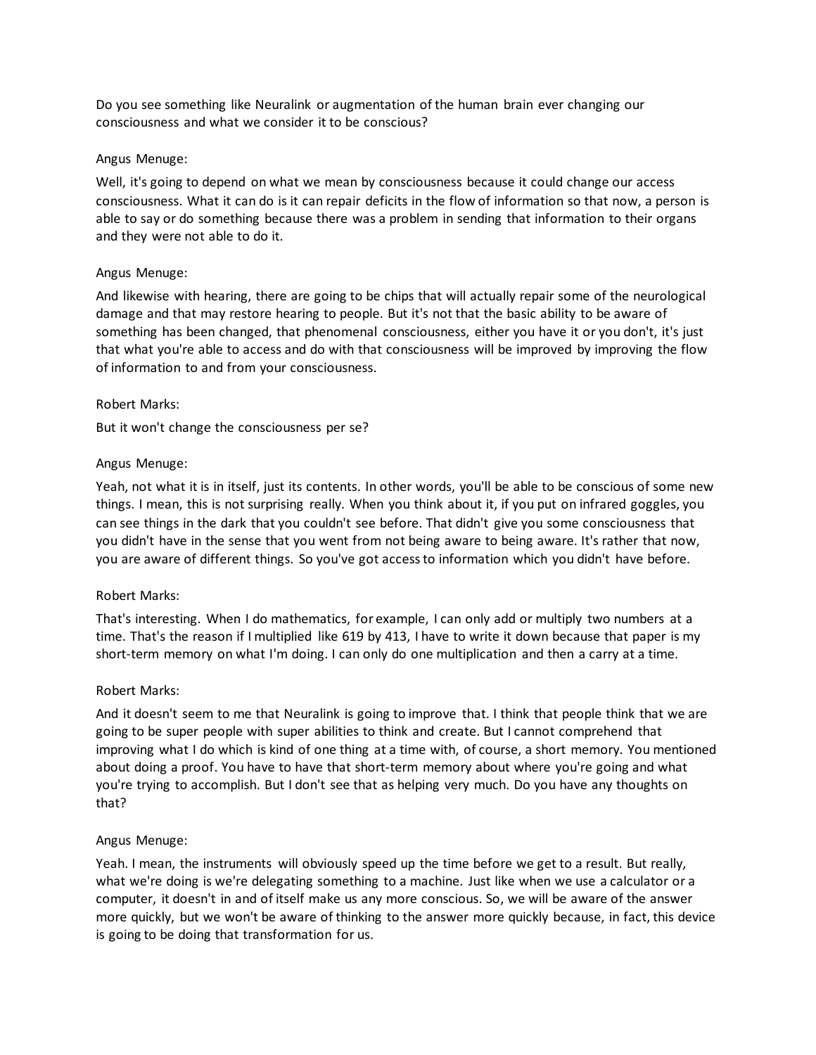Do you see something like Neuralink or augmentation of the human brain ever changing our consciousness and what we consider it to be conscious?

Angus Menuge:

Well, it's going to depend on what we mean by consciousness because it could change our access consciousness. What it can do is it can repair deficits in the flow of information so that now, a person is able to say or do something because there was a problem in sending that information to their organs and they were not able to do it.

Angus Menuge:

And likewise with hearing, there are going to be chips that will actually repair some of the neurological damage and that may restore hearing to people. But it's not that the basic ability to be aware of something has been changed, that phenomenal consciousness, either you have it or you don't, it's just that what you're able to access and do with that consciousness will be improved by improving the flow of information to and from your consciousness.

Robert Marks:

But it won't change the consciousness per se?

Angus Menuge:

Yeah, not what it is in itself, just its contents. In other words, you'll be able to be conscious of some new things. I mean, this is not surprising really. When you think about it, if you put on infrared goggles, you can see things in the dark that you couldn't see before. That didn't give you some consciousness that you didn't have in the sense that you went from not being aware to being aware. It's rather that now, you are aware of different things. So you've got access to information which you didn't have before.

Robert Marks:

That's interesting. When I do mathematics, for example, I can only add or multiply two numbers at a time. That's the reason if I multiplied like 619 by 413, I have to write it down because that paper is my short-term memory on what I'm doing. I can only do one multiplication and then a carry at a time.

Robert Marks:

And it doesn't seem to me that Neuralink is going to improve that. I think that people think that we are going to be super people with super abilities to think and create. But I cannot comprehend that improving what I do which is kind of one thing at a time with, of course, a short memory. You mentioned about doing a proof. You have to have that short-term memory about where you're going and what you're trying to accomplish. But I don't see that as helping very much. Do you have any thoughts on that?

Angus Menuge:

Yeah. I mean, the instruments will obviously speed up the time before we get to a result. But really, what we're doing is we're delegating something to a machine. Just like when we use a calculator or a computer, it doesn't in and of itself make us any more conscious. So, we will be aware of the answer more quickly, but we won't be aware of thinking to the answer more quickly because, in fact, this device is going to be doing that transformation for us.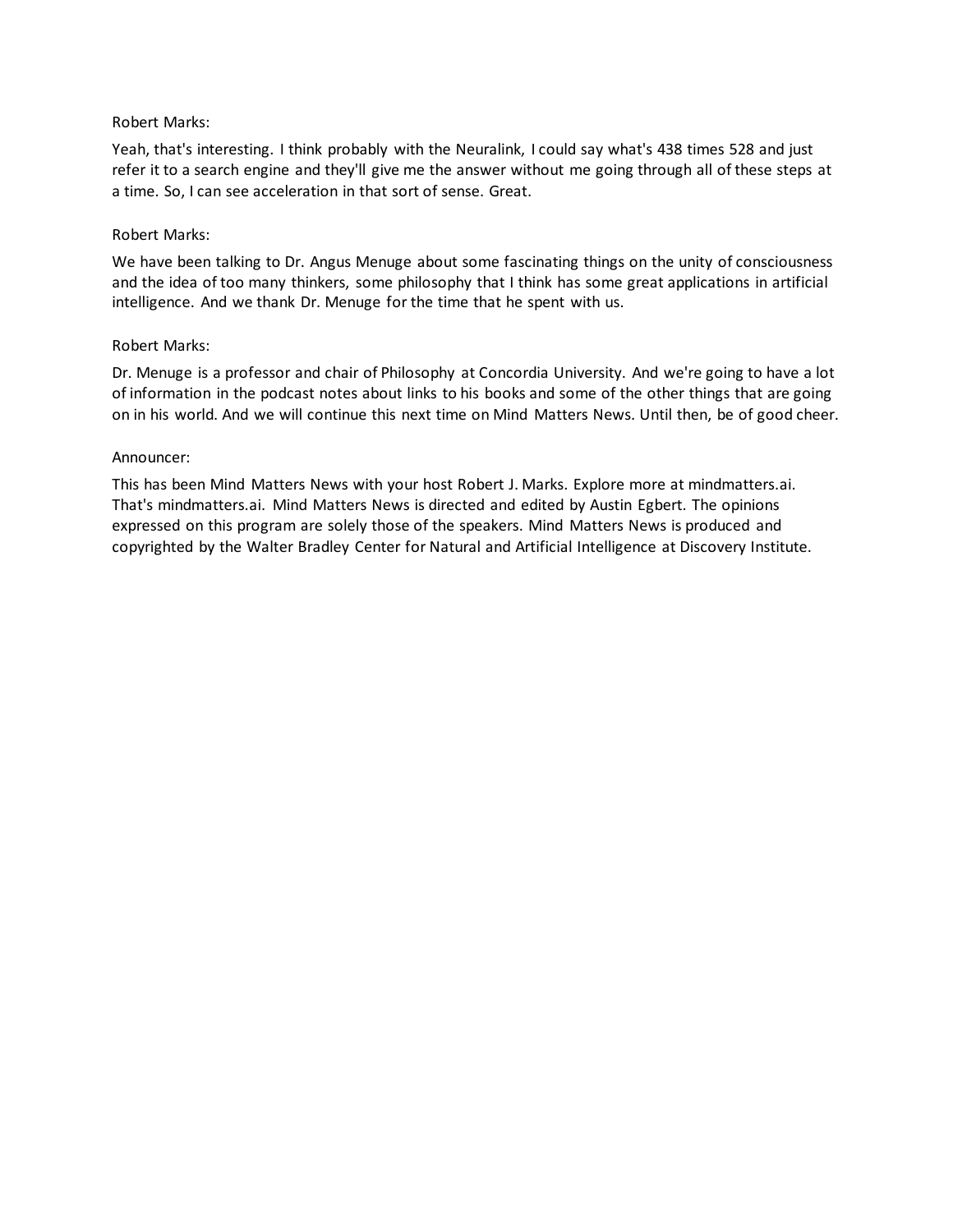Robert Marks:

Yeah, that's interesting. I think probably with the Neuralink, I could say what's 438 times 528 and just refer it to a search engine and they'll give me the answer without me going through all of these steps at a time. So, I can see acceleration in that sort of sense. Great.

Robert Marks:

We have been talking to Dr. Angus Menuge about some fascinating things on the unity of consciousness and the idea of too many thinkers, some philosophy that I think has some great applications in artificial intelligence. And we thank Dr. Menuge for the time that he spent with us.

Robert Marks:

Dr. Menuge is a professor and chair of Philosophy at Concordia University. And we're going to have a lot of information in the podcast notes about links to his books and some of the other things that are going on in his world. And we will continue this next time on Mind Matters News. Until then, be of good cheer.

Announcer:

This has been Mind Matters News with your host Robert J. Marks. Explore more at mindmatters.ai. That's mindmatters.ai. Mind Matters News is directed and edited by Austin Egbert. The opinions expressed on this program are solely those of the speakers. Mind Matters News is produced and copyrighted by the Walter Bradley Center for Natural and Artificial Intelligence at Discovery Institute.